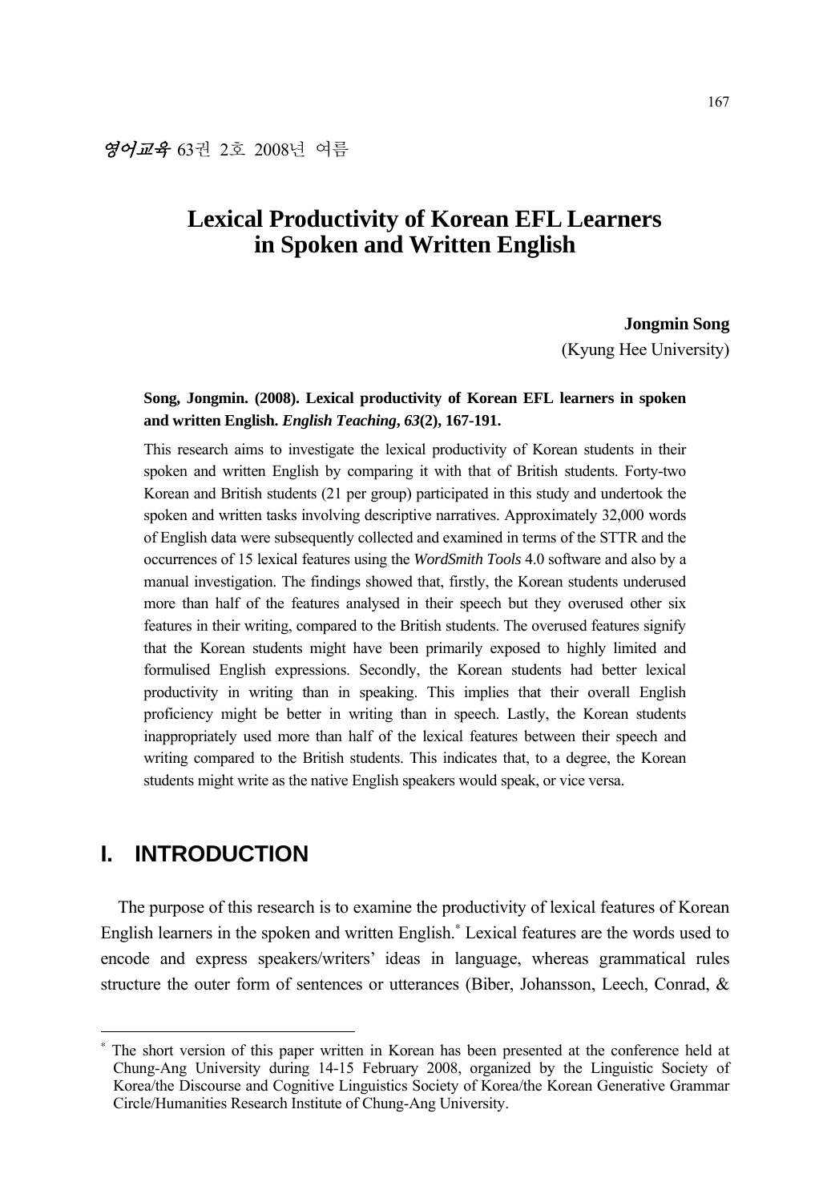영어교육 63권 2호 2008년 여름

# Lexical Productivity of Korean EFL Learners in Spoken and Written English

**Jongmin Song**
(Kyung Hee University)

**Song, Jongmin. (2008). Lexical productivity of Korean EFL learners in spoken and written English. *English Teaching*, *63*(2), 167-191.**

This research aims to investigate the lexical productivity of Korean students in their spoken and written English by comparing it with that of British students. Forty-two Korean and British students (21 per group) participated in this study and undertook the spoken and written tasks involving descriptive narratives. Approximately 32,000 words of English data were subsequently collected and examined in terms of the STTR and the occurrences of 15 lexical features using the *WordSmith Tools* 4.0 software and also by a manual investigation. The findings showed that, firstly, the Korean students underused more than half of the features analysed in their speech but they overused other six features in their writing, compared to the British students. The overused features signify that the Korean students might have been primarily exposed to highly limited and formulised English expressions. Secondly, the Korean students had better lexical productivity in writing than in speaking. This implies that their overall English proficiency might be better in writing than in speech. Lastly, the Korean students inappropriately used more than half of the lexical features between their speech and writing compared to the British students. This indicates that, to a degree, the Korean students might write as the native English speakers would speak, or vice versa.

## I. INTRODUCTION

The purpose of this research is to examine the productivity of lexical features of Korean English learners in the spoken and written English.[*] Lexical features are the words used to encode and express speakers/writers' ideas in language, whereas grammatical rules structure the outer form of sentences or utterances (Biber, Johansson, Leech, Conrad, &

[*] The short version of this paper written in Korean has been presented at the conference held at Chung-Ang University during 14-15 February 2008, organized by the Linguistic Society of Korea/the Discourse and Cognitive Linguistics Society of Korea/the Korean Generative Grammar Circle/Humanities Research Institute of Chung-Ang University.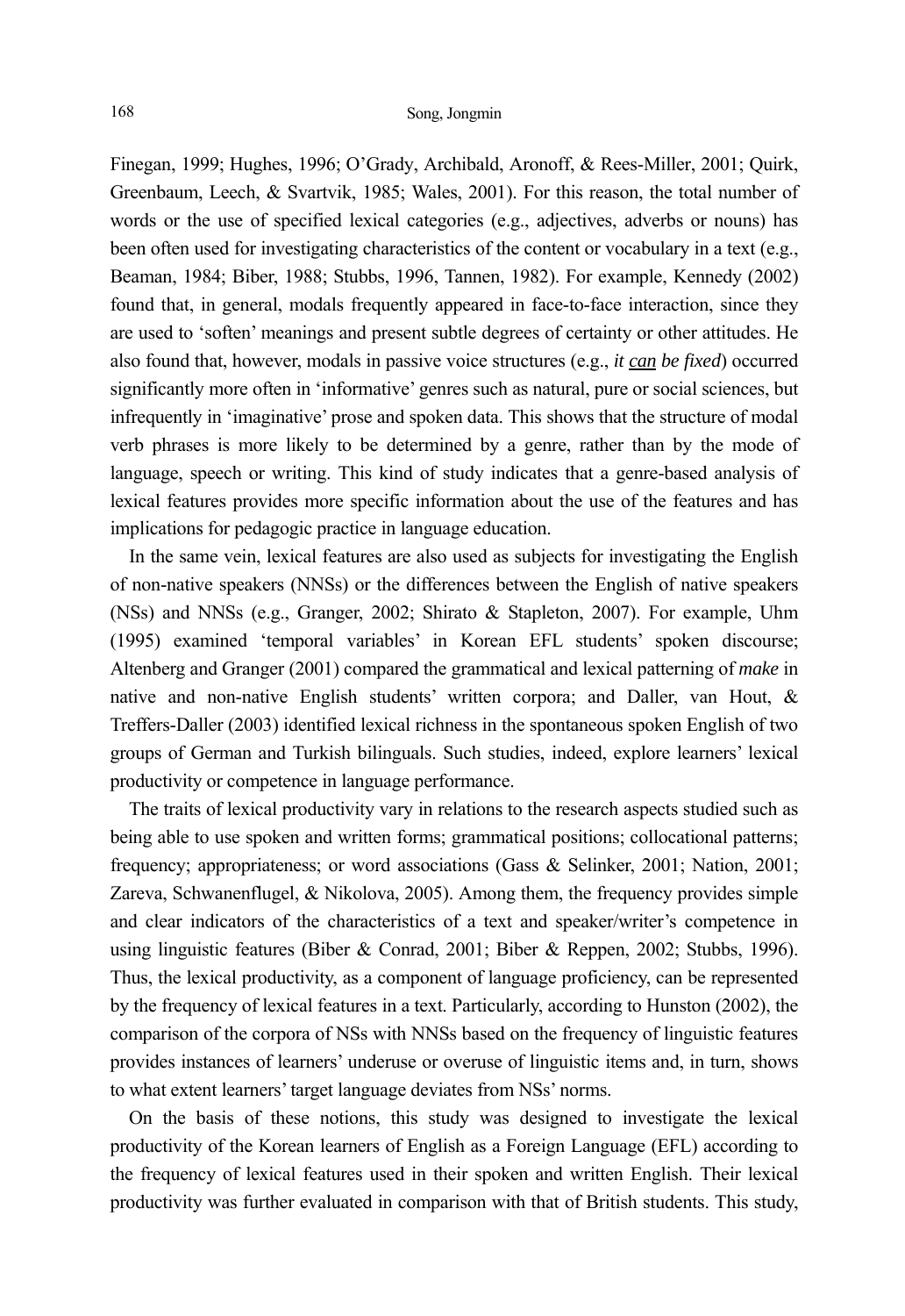Finegan, 1999; Hughes, 1996; O'Grady, Archibald, Aronoff, & Rees-Miller, 2001; Quirk, Greenbaum, Leech, & Svartvik, 1985; Wales, 2001). For this reason, the total number of words or the use of specified lexical categories (e.g., adjectives, adverbs or nouns) has been often used for investigating characteristics of the content or vocabulary in a text (e.g., Beaman, 1984; Biber, 1988; Stubbs, 1996, Tannen, 1982). For example, Kennedy (2002) found that, in general, modals frequently appeared in face-to-face interaction, since they are used to 'soften' meanings and present subtle degrees of certainty or other attitudes. He also found that, however, modals in passive voice structures (e.g., *it __can__ be fixed*) occurred significantly more often in 'informative' genres such as natural, pure or social sciences, but infrequently in 'imaginative' prose and spoken data. This shows that the structure of modal verb phrases is more likely to be determined by a genre, rather than by the mode of language, speech or writing. This kind of study indicates that a genre-based analysis of lexical features provides more specific information about the use of the features and has implications for pedagogic practice in language education.

In the same vein, lexical features are also used as subjects for investigating the English of non-native speakers (NNSs) or the differences between the English of native speakers (NSs) and NNSs (e.g., Granger, 2002; Shirato & Stapleton, 2007). For example, Uhm (1995) examined 'temporal variables' in Korean EFL students' spoken discourse; Altenberg and Granger (2001) compared the grammatical and lexical patterning of *make* in native and non-native English students' written corpora; and Daller, van Hout, & Treffers-Daller (2003) identified lexical richness in the spontaneous spoken English of two groups of German and Turkish bilinguals. Such studies, indeed, explore learners' lexical productivity or competence in language performance.

The traits of lexical productivity vary in relations to the research aspects studied such as being able to use spoken and written forms; grammatical positions; collocational patterns; frequency; appropriateness; or word associations (Gass & Selinker, 2001; Nation, 2001; Zareva, Schwanenflugel, & Nikolova, 2005). Among them, the frequency provides simple and clear indicators of the characteristics of a text and speaker/writer's competence in using linguistic features (Biber & Conrad, 2001; Biber & Reppen, 2002; Stubbs, 1996). Thus, the lexical productivity, as a component of language proficiency, can be represented by the frequency of lexical features in a text. Particularly, according to Hunston (2002), the comparison of the corpora of NSs with NNSs based on the frequency of linguistic features provides instances of learners' underuse or overuse of linguistic items and, in turn, shows to what extent learners' target language deviates from NSs' norms.

On the basis of these notions, this study was designed to investigate the lexical productivity of the Korean learners of English as a Foreign Language (EFL) according to the frequency of lexical features used in their spoken and written English. Their lexical productivity was further evaluated in comparison with that of British students. This study,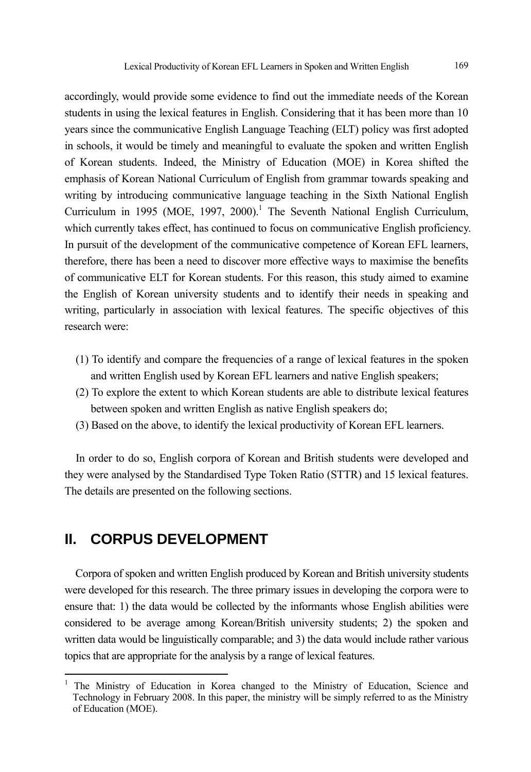accordingly, would provide some evidence to find out the immediate needs of the Korean students in using the lexical features in English. Considering that it has been more than 10 years since the communicative English Language Teaching (ELT) policy was first adopted in schools, it would be timely and meaningful to evaluate the spoken and written English of Korean students. Indeed, the Ministry of Education (MOE) in Korea shifted the emphasis of Korean National Curriculum of English from grammar towards speaking and writing by introducing communicative language teaching in the Sixth National English Curriculum in 1995 (MOE, 1997, 2000).[1] The Seventh National English Curriculum, which currently takes effect, has continued to focus on communicative English proficiency. In pursuit of the development of the communicative competence of Korean EFL learners, therefore, there has been a need to discover more effective ways to maximise the benefits of communicative ELT for Korean students. For this reason, this study aimed to examine the English of Korean university students and to identify their needs in speaking and writing, particularly in association with lexical features. The specific objectives of this research were:

(1) To identify and compare the frequencies of a range of lexical features in the spoken and written English used by Korean EFL learners and native English speakers;
(2) To explore the extent to which Korean students are able to distribute lexical features between spoken and written English as native English speakers do;
(3) Based on the above, to identify the lexical productivity of Korean EFL learners.

In order to do so, English corpora of Korean and British students were developed and they were analysed by the Standardised Type Token Ratio (STTR) and 15 lexical features. The details are presented on the following sections.

## II. CORPUS DEVELOPMENT

Corpora of spoken and written English produced by Korean and British university students were developed for this research. The three primary issues in developing the corpora were to ensure that: 1) the data would be collected by the informants whose English abilities were considered to be average among Korean/British university students; 2) the spoken and written data would be linguistically comparable; and 3) the data would include rather various topics that are appropriate for the analysis by a range of lexical features.

---

[1] The Ministry of Education in Korea changed to the Ministry of Education, Science and Technology in February 2008. In this paper, the ministry will be simply referred to as the Ministry of Education (MOE).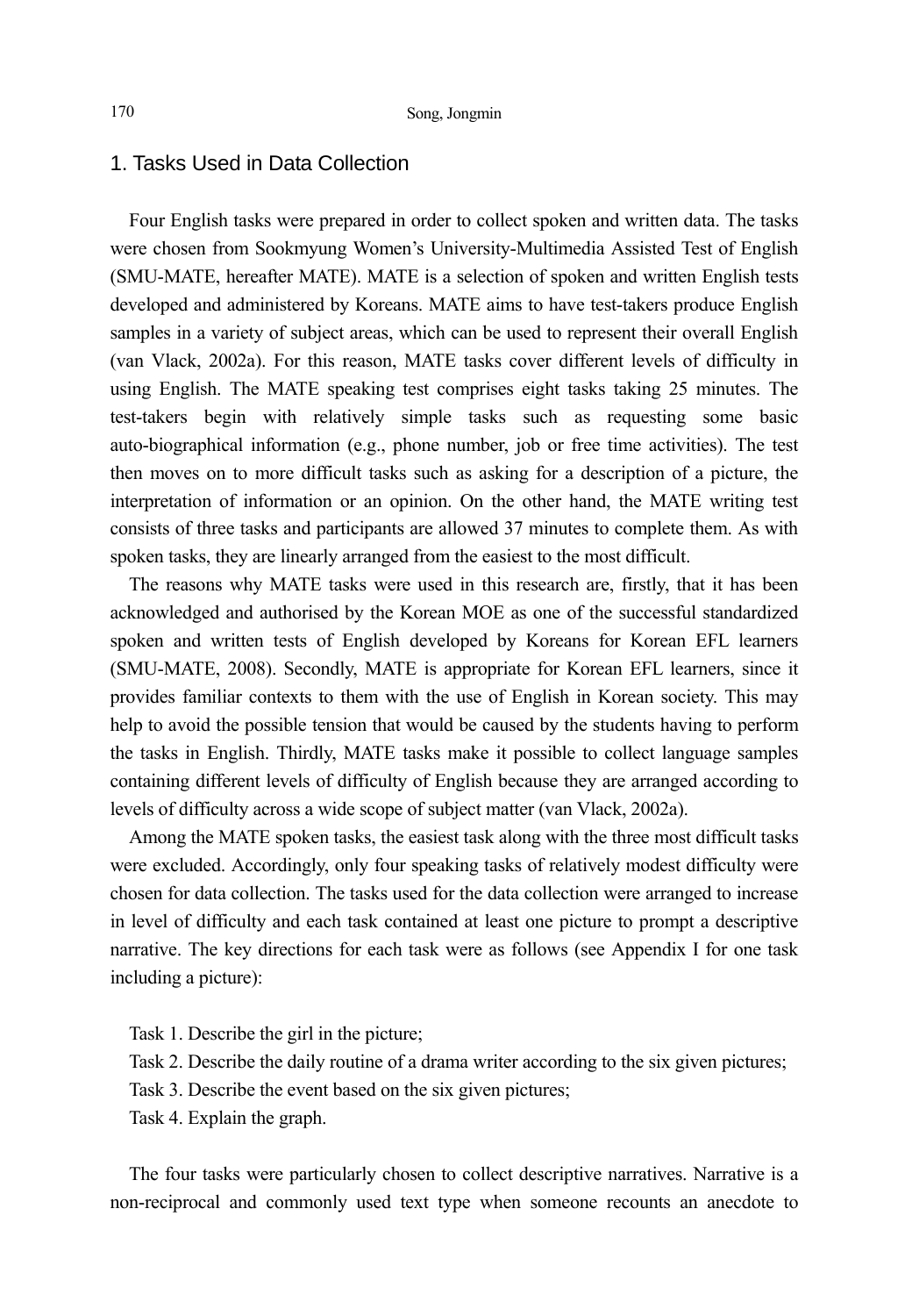## 1. Tasks Used in Data Collection

Four English tasks were prepared in order to collect spoken and written data. The tasks were chosen from Sookmyung Women's University-Multimedia Assisted Test of English (SMU-MATE, hereafter MATE). MATE is a selection of spoken and written English tests developed and administered by Koreans. MATE aims to have test-takers produce English samples in a variety of subject areas, which can be used to represent their overall English (van Vlack, 2002a). For this reason, MATE tasks cover different levels of difficulty in using English. The MATE speaking test comprises eight tasks taking 25 minutes. The test-takers begin with relatively simple tasks such as requesting some basic auto-biographical information (e.g., phone number, job or free time activities). The test then moves on to more difficult tasks such as asking for a description of a picture, the interpretation of information or an opinion. On the other hand, the MATE writing test consists of three tasks and participants are allowed 37 minutes to complete them. As with spoken tasks, they are linearly arranged from the easiest to the most difficult.

The reasons why MATE tasks were used in this research are, firstly, that it has been acknowledged and authorised by the Korean MOE as one of the successful standardized spoken and written tests of English developed by Koreans for Korean EFL learners (SMU-MATE, 2008). Secondly, MATE is appropriate for Korean EFL learners, since it provides familiar contexts to them with the use of English in Korean society. This may help to avoid the possible tension that would be caused by the students having to perform the tasks in English. Thirdly, MATE tasks make it possible to collect language samples containing different levels of difficulty of English because they are arranged according to levels of difficulty across a wide scope of subject matter (van Vlack, 2002a).

Among the MATE spoken tasks, the easiest task along with the three most difficult tasks were excluded. Accordingly, only four speaking tasks of relatively modest difficulty were chosen for data collection. The tasks used for the data collection were arranged to increase in level of difficulty and each task contained at least one picture to prompt a descriptive narrative. The key directions for each task were as follows (see Appendix I for one task including a picture):

Task 1. Describe the girl in the picture;
Task 2. Describe the daily routine of a drama writer according to the six given pictures;
Task 3. Describe the event based on the six given pictures;
Task 4. Explain the graph.

The four tasks were particularly chosen to collect descriptive narratives. Narrative is a non-reciprocal and commonly used text type when someone recounts an anecdote to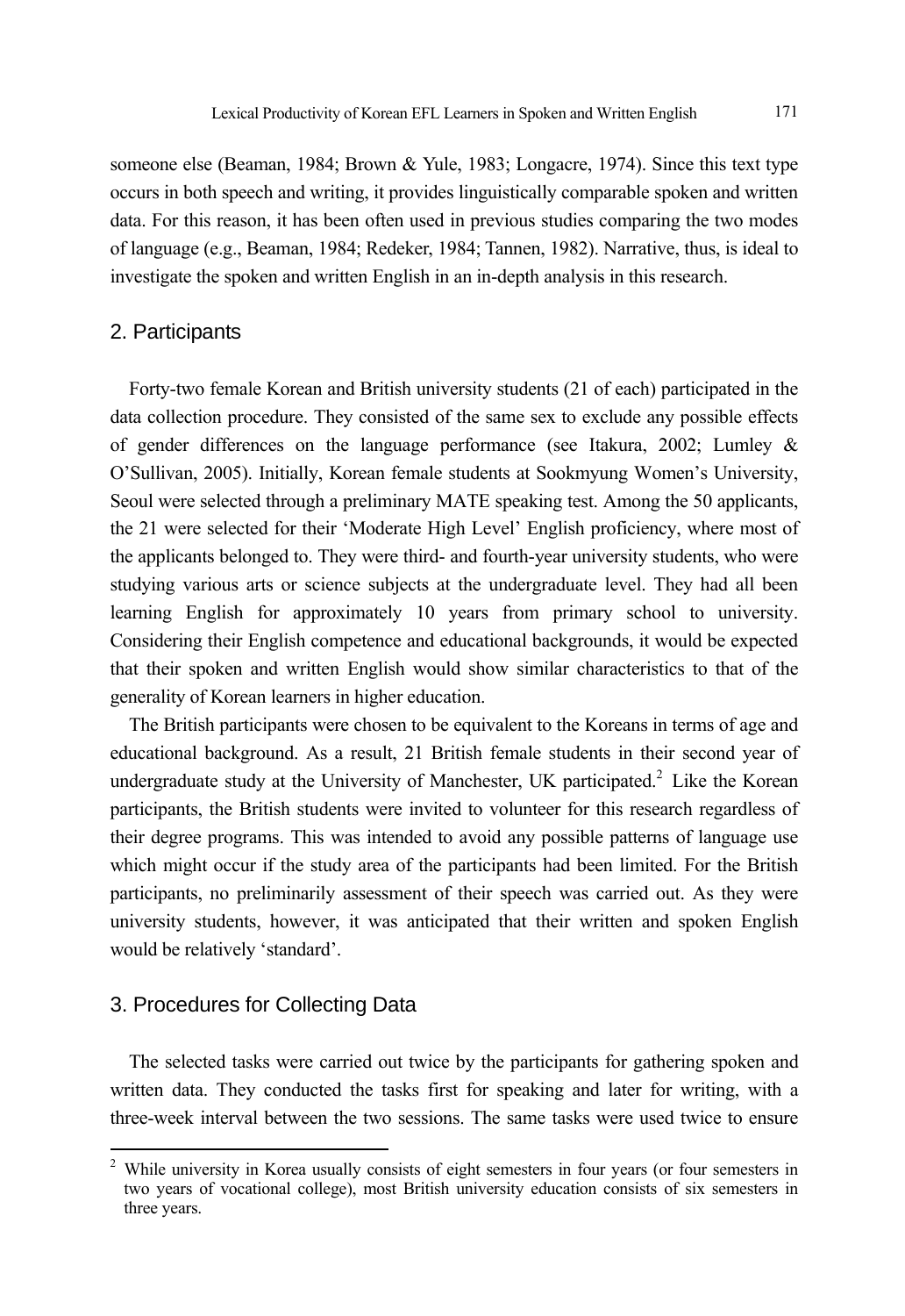someone else (Beaman, 1984; Brown & Yule, 1983; Longacre, 1974). Since this text type occurs in both speech and writing, it provides linguistically comparable spoken and written data. For this reason, it has been often used in previous studies comparing the two modes of language (e.g., Beaman, 1984; Redeker, 1984; Tannen, 1982). Narrative, thus, is ideal to investigate the spoken and written English in an in-depth analysis in this research.

## 2. Participants

Forty-two female Korean and British university students (21 of each) participated in the data collection procedure. They consisted of the same sex to exclude any possible effects of gender differences on the language performance (see Itakura, 2002; Lumley & O'Sullivan, 2005). Initially, Korean female students at Sookmyung Women's University, Seoul were selected through a preliminary MATE speaking test. Among the 50 applicants, the 21 were selected for their 'Moderate High Level' English proficiency, where most of the applicants belonged to. They were third- and fourth-year university students, who were studying various arts or science subjects at the undergraduate level. They had all been learning English for approximately 10 years from primary school to university. Considering their English competence and educational backgrounds, it would be expected that their spoken and written English would show similar characteristics to that of the generality of Korean learners in higher education.

The British participants were chosen to be equivalent to the Koreans in terms of age and educational background. As a result, 21 British female students in their second year of undergraduate study at the University of Manchester, UK participated.[2] Like the Korean participants, the British students were invited to volunteer for this research regardless of their degree programs. This was intended to avoid any possible patterns of language use which might occur if the study area of the participants had been limited. For the British participants, no preliminarily assessment of their speech was carried out. As they were university students, however, it was anticipated that their written and spoken English would be relatively 'standard'.

## 3. Procedures for Collecting Data

The selected tasks were carried out twice by the participants for gathering spoken and written data. They conducted the tasks first for speaking and later for writing, with a three-week interval between the two sessions. The same tasks were used twice to ensure

[2] While university in Korea usually consists of eight semesters in four years (or four semesters in two years of vocational college), most British university education consists of six semesters in three years.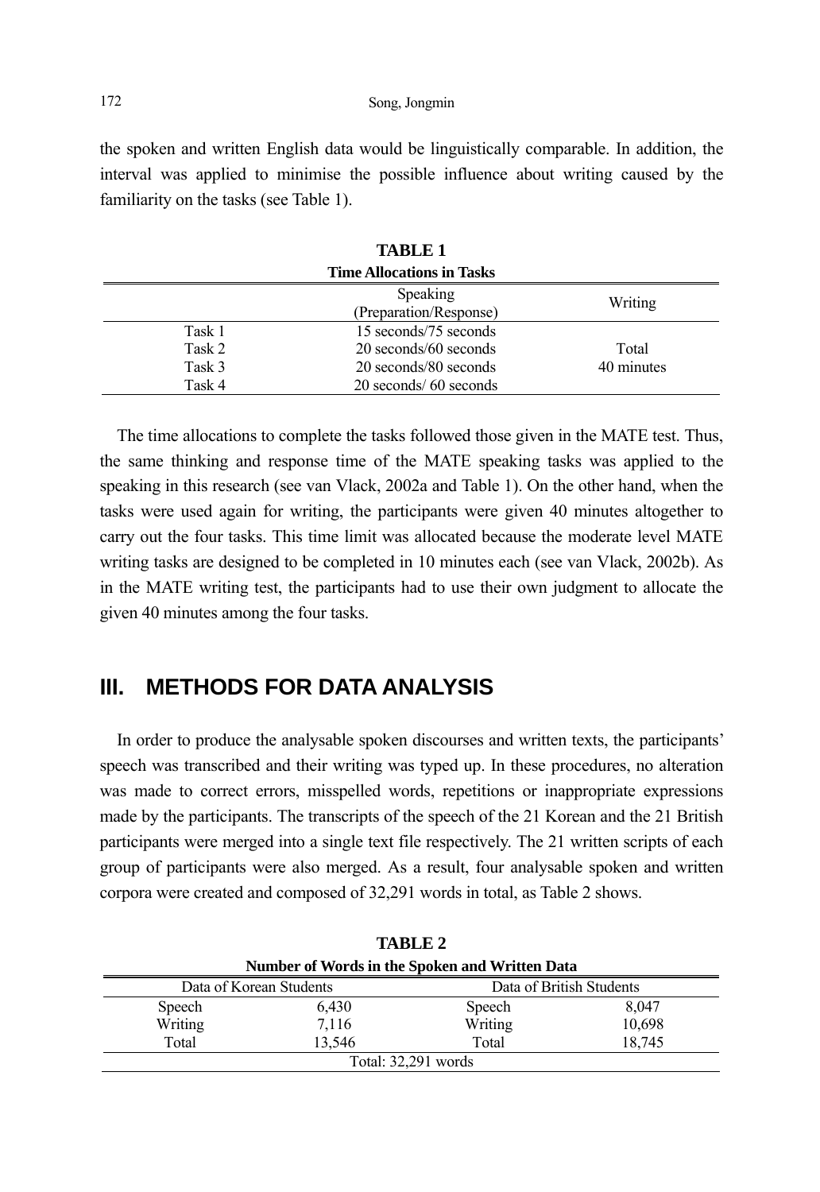the spoken and written English data would be linguistically comparable. In addition, the interval was applied to minimise the possible influence about writing caused by the familiarity on the tasks (see Table 1).

**TABLE 1**
**Time Allocations in Tasks**

| | Speaking (Preparation/Response) | Writing |
|---|---|---|
| Task 1 | 15 seconds/75 seconds | |
| Task 2 | 20 seconds/60 seconds | Total |
| Task 3 | 20 seconds/80 seconds | 40 minutes |
| Task 4 | 20 seconds/ 60 seconds | |

The time allocations to complete the tasks followed those given in the MATE test. Thus, the same thinking and response time of the MATE speaking tasks was applied to the speaking in this research (see van Vlack, 2002a and Table 1). On the other hand, when the tasks were used again for writing, the participants were given 40 minutes altogether to carry out the four tasks. This time limit was allocated because the moderate level MATE writing tasks are designed to be completed in 10 minutes each (see van Vlack, 2002b). As in the MATE writing test, the participants had to use their own judgment to allocate the given 40 minutes among the four tasks.

## III. METHODS FOR DATA ANALYSIS

In order to produce the analysable spoken discourses and written texts, the participants' speech was transcribed and their writing was typed up. In these procedures, no alteration was made to correct errors, misspelled words, repetitions or inappropriate expressions made by the participants. The transcripts of the speech of the 21 Korean and the 21 British participants were merged into a single text file respectively. The 21 written scripts of each group of participants were also merged. As a result, four analysable spoken and written corpora were created and composed of 32,291 words in total, as Table 2 shows.

**TABLE 2**
**Number of Words in the Spoken and Written Data**

| Data of Korean Students | | Data of British Students | |
|---|---|---|---|
| Speech | 6,430 | Speech | 8,047 |
| Writing | 7,116 | Writing | 10,698 |
| Total | 13,546 | Total | 18,745 |
| Total: 32,291 words | | | |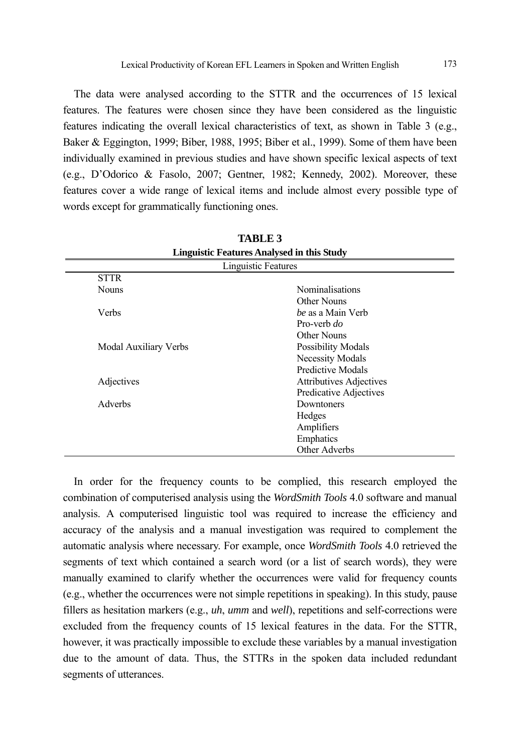The data were analysed according to the STTR and the occurrences of 15 lexical features. The features were chosen since they have been considered as the linguistic features indicating the overall lexical characteristics of text, as shown in Table 3 (e.g., Baker & Eggington, 1999; Biber, 1988, 1995; Biber et al., 1999). Some of them have been individually examined in previous studies and have shown specific lexical aspects of text (e.g., D'Odorico & Fasolo, 2007; Gentner, 1982; Kennedy, 2002). Moreover, these features cover a wide range of lexical items and include almost every possible type of words except for grammatically functioning ones.

**TABLE 3**
**Linguistic Features Analysed in this Study**

| Linguistic Features | |
|---|---|
| STTR | |
| Nouns | Nominalisations |
| | Other Nouns |
| Verbs | *be* as a Main Verb |
| | Pro-verb *do* |
| | Other Nouns |
| Modal Auxiliary Verbs | Possibility Modals |
| | Necessity Modals |
| | Predictive Modals |
| Adjectives | Attributives Adjectives |
| | Predicative Adjectives |
| Adverbs | Downtoners |
| | Hedges |
| | Amplifiers |
| | Emphatics |
| | Other Adverbs |

In order for the frequency counts to be complied, this research employed the combination of computerised analysis using the *WordSmith Tools* 4.0 software and manual analysis. A computerised linguistic tool was required to increase the efficiency and accuracy of the analysis and a manual investigation was required to complement the automatic analysis where necessary. For example, once *WordSmith Tools* 4.0 retrieved the segments of text which contained a search word (or a list of search words), they were manually examined to clarify whether the occurrences were valid for frequency counts (e.g., whether the occurrences were not simple repetitions in speaking). In this study, pause fillers as hesitation markers (e.g., *uh*, *umm* and *well*), repetitions and self-corrections were excluded from the frequency counts of 15 lexical features in the data. For the STTR, however, it was practically impossible to exclude these variables by a manual investigation due to the amount of data. Thus, the STTRs in the spoken data included redundant segments of utterances.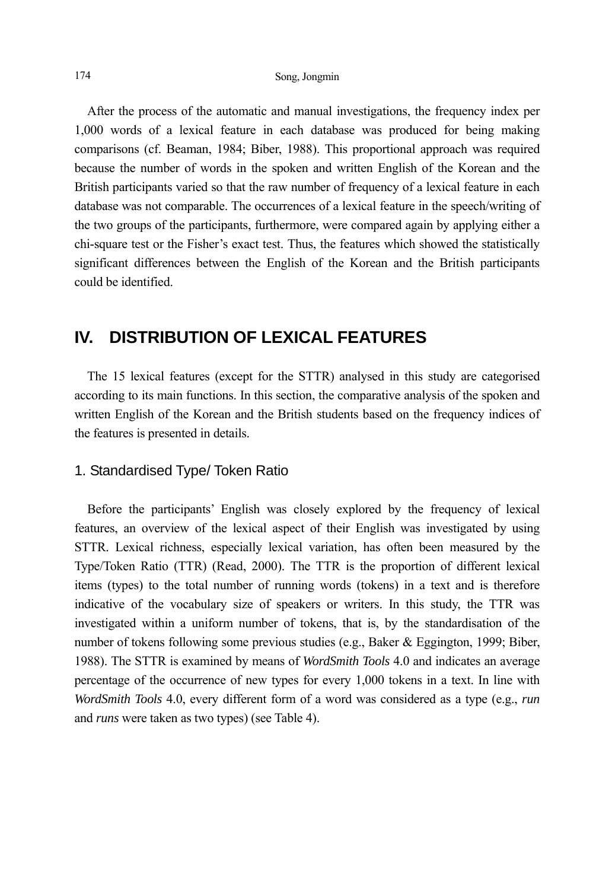After the process of the automatic and manual investigations, the frequency index per 1,000 words of a lexical feature in each database was produced for being making comparisons (cf. Beaman, 1984; Biber, 1988). This proportional approach was required because the number of words in the spoken and written English of the Korean and the British participants varied so that the raw number of frequency of a lexical feature in each database was not comparable. The occurrences of a lexical feature in the speech/writing of the two groups of the participants, furthermore, were compared again by applying either a chi-square test or the Fisher's exact test. Thus, the features which showed the statistically significant differences between the English of the Korean and the British participants could be identified.

## IV. DISTRIBUTION OF LEXICAL FEATURES

The 15 lexical features (except for the STTR) analysed in this study are categorised according to its main functions. In this section, the comparative analysis of the spoken and written English of the Korean and the British students based on the frequency indices of the features is presented in details.

### 1. Standardised Type/ Token Ratio

Before the participants' English was closely explored by the frequency of lexical features, an overview of the lexical aspect of their English was investigated by using STTR. Lexical richness, especially lexical variation, has often been measured by the Type/Token Ratio (TTR) (Read, 2000). The TTR is the proportion of different lexical items (types) to the total number of running words (tokens) in a text and is therefore indicative of the vocabulary size of speakers or writers. In this study, the TTR was investigated within a uniform number of tokens, that is, by the standardisation of the number of tokens following some previous studies (e.g., Baker & Eggington, 1999; Biber, 1988). The STTR is examined by means of *WordSmith Tools* 4.0 and indicates an average percentage of the occurrence of new types for every 1,000 tokens in a text. In line with *WordSmith Tools* 4.0, every different form of a word was considered as a type (e.g., *run* and *runs* were taken as two types) (see Table 4).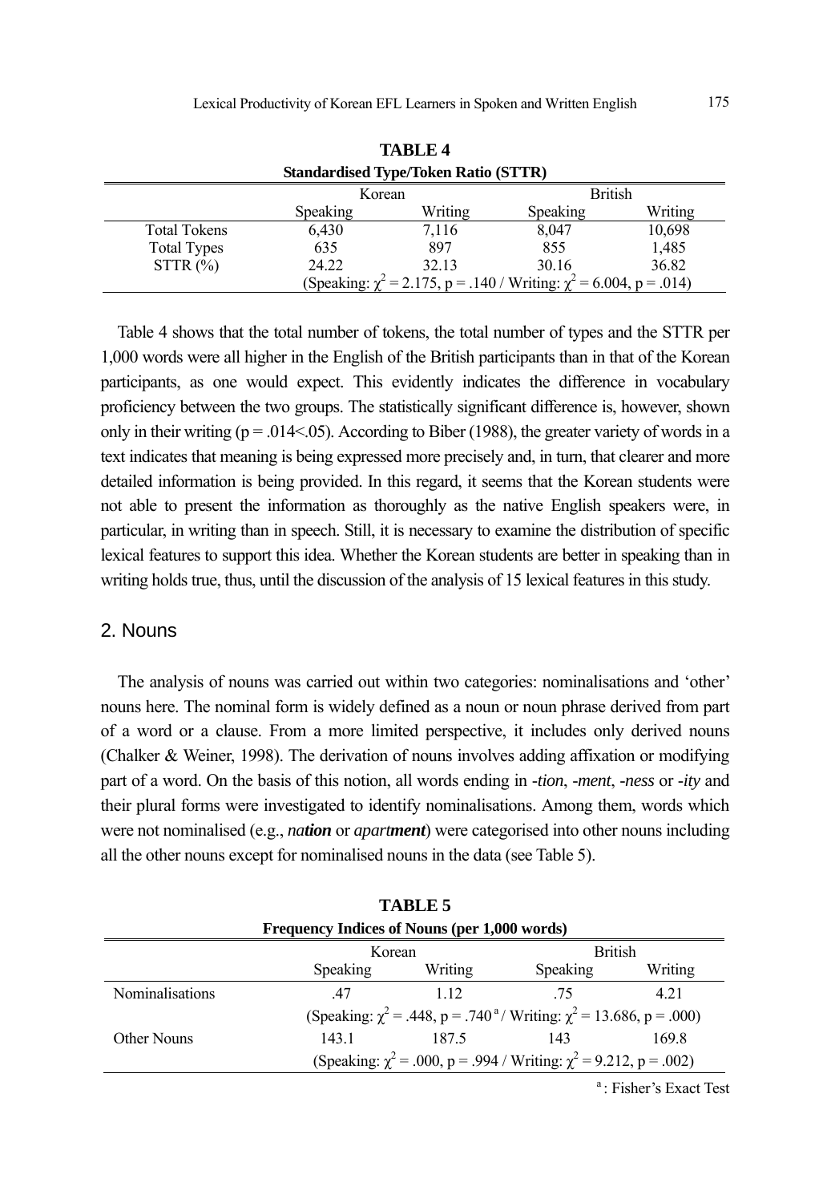**TABLE 4**
**Standardised Type/Token Ratio (STTR)**

| | Korean | | British | |
|---|---|---|---|---|
| | Speaking | Writing | Speaking | Writing |
| Total Tokens | 6,430 | 7,116 | 8,047 | 10,698 |
| Total Types | 635 | 897 | 855 | 1,485 |
| STTR (%) | 24.22 | 32.13 | 30.16 | 36.82 |
| | (Speaking: $\chi^2$ = 2.175, p = .140 / Writing: $\chi^2$ = 6.004, p = .014) | | | |

Table 4 shows that the total number of tokens, the total number of types and the STTR per 1,000 words were all higher in the English of the British participants than in that of the Korean participants, as one would expect. This evidently indicates the difference in vocabulary proficiency between the two groups. The statistically significant difference is, however, shown only in their writing (p = .014<.05). According to Biber (1988), the greater variety of words in a text indicates that meaning is being expressed more precisely and, in turn, that clearer and more detailed information is being provided. In this regard, it seems that the Korean students were not able to present the information as thoroughly as the native English speakers were, in particular, in writing than in speech. Still, it is necessary to examine the distribution of specific lexical features to support this idea. Whether the Korean students are better in speaking than in writing holds true, thus, until the discussion of the analysis of 15 lexical features in this study.

## 2. Nouns

The analysis of nouns was carried out within two categories: nominalisations and 'other' nouns here. The nominal form is widely defined as a noun or noun phrase derived from part of a word or a clause. From a more limited perspective, it includes only derived nouns (Chalker & Weiner, 1998). The derivation of nouns involves adding affixation or modifying part of a word. On the basis of this notion, all words ending in *-tion*, *-ment*, *-ness* or *-ity* and their plural forms were investigated to identify nominalisations. Among them, words which were not nominalised (e.g., *na**tion*** or *apart**ment***) were categorised into other nouns including all the other nouns except for nominalised nouns in the data (see Table 5).

**TABLE 5**
**Frequency Indices of Nouns (per 1,000 words)**

| | Korean | | British | |
|---|---|---|---|---|
| | Speaking | Writing | Speaking | Writing |
| Nominalisations | .47 | 1.12 | .75 | 4.21 |
| | (Speaking: $\chi^2$ = .448, p = .740 [a] / Writing: $\chi^2$ = 13.686, p = .000) | | | |
| Other Nouns | 143.1 | 187.5 | 143 | 169.8 |
| | (Speaking: $\chi^2$ = .000, p = .994 / Writing: $\chi^2$ = 9.212, p = .002) | | | |

[a] : Fisher's Exact Test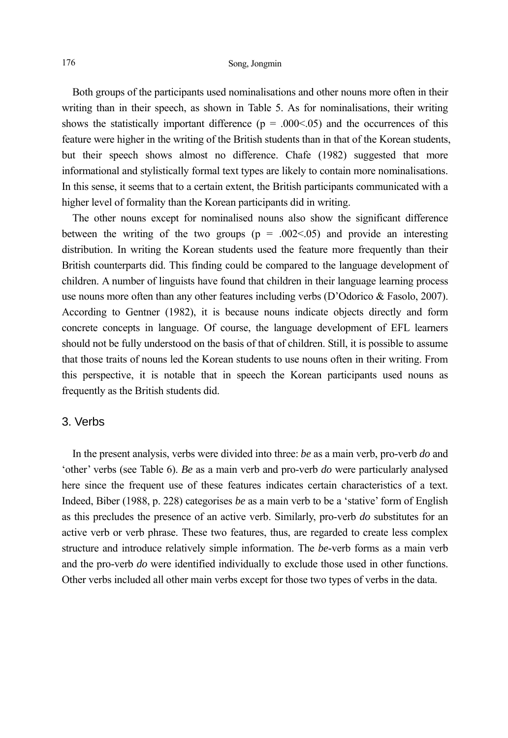Both groups of the participants used nominalisations and other nouns more often in their writing than in their speech, as shown in Table 5. As for nominalisations, their writing shows the statistically important difference ($p = .000 < .05$) and the occurrences of this feature were higher in the writing of the British students than in that of the Korean students, but their speech shows almost no difference. Chafe (1982) suggested that more informational and stylistically formal text types are likely to contain more nominalisations. In this sense, it seems that to a certain extent, the British participants communicated with a higher level of formality than the Korean participants did in writing.

The other nouns except for nominalised nouns also show the significant difference between the writing of the two groups ($p = .002 < .05$) and provide an interesting distribution. In writing the Korean students used the feature more frequently than their British counterparts did. This finding could be compared to the language development of children. A number of linguists have found that children in their language learning process use nouns more often than any other features including verbs (D'Odorico & Fasolo, 2007). According to Gentner (1982), it is because nouns indicate objects directly and form concrete concepts in language. Of course, the language development of EFL learners should not be fully understood on the basis of that of children. Still, it is possible to assume that those traits of nouns led the Korean students to use nouns often in their writing. From this perspective, it is notable that in speech the Korean participants used nouns as frequently as the British students did.

## 3. Verbs

In the present analysis, verbs were divided into three: *be* as a main verb, pro-verb *do* and 'other' verbs (see Table 6). *Be* as a main verb and pro-verb *do* were particularly analysed here since the frequent use of these features indicates certain characteristics of a text. Indeed, Biber (1988, p. 228) categorises *be* as a main verb to be a 'stative' form of English as this precludes the presence of an active verb. Similarly, pro-verb *do* substitutes for an active verb or verb phrase. These two features, thus, are regarded to create less complex structure and introduce relatively simple information. The *be*-verb forms as a main verb and the pro-verb *do* were identified individually to exclude those used in other functions. Other verbs included all other main verbs except for those two types of verbs in the data.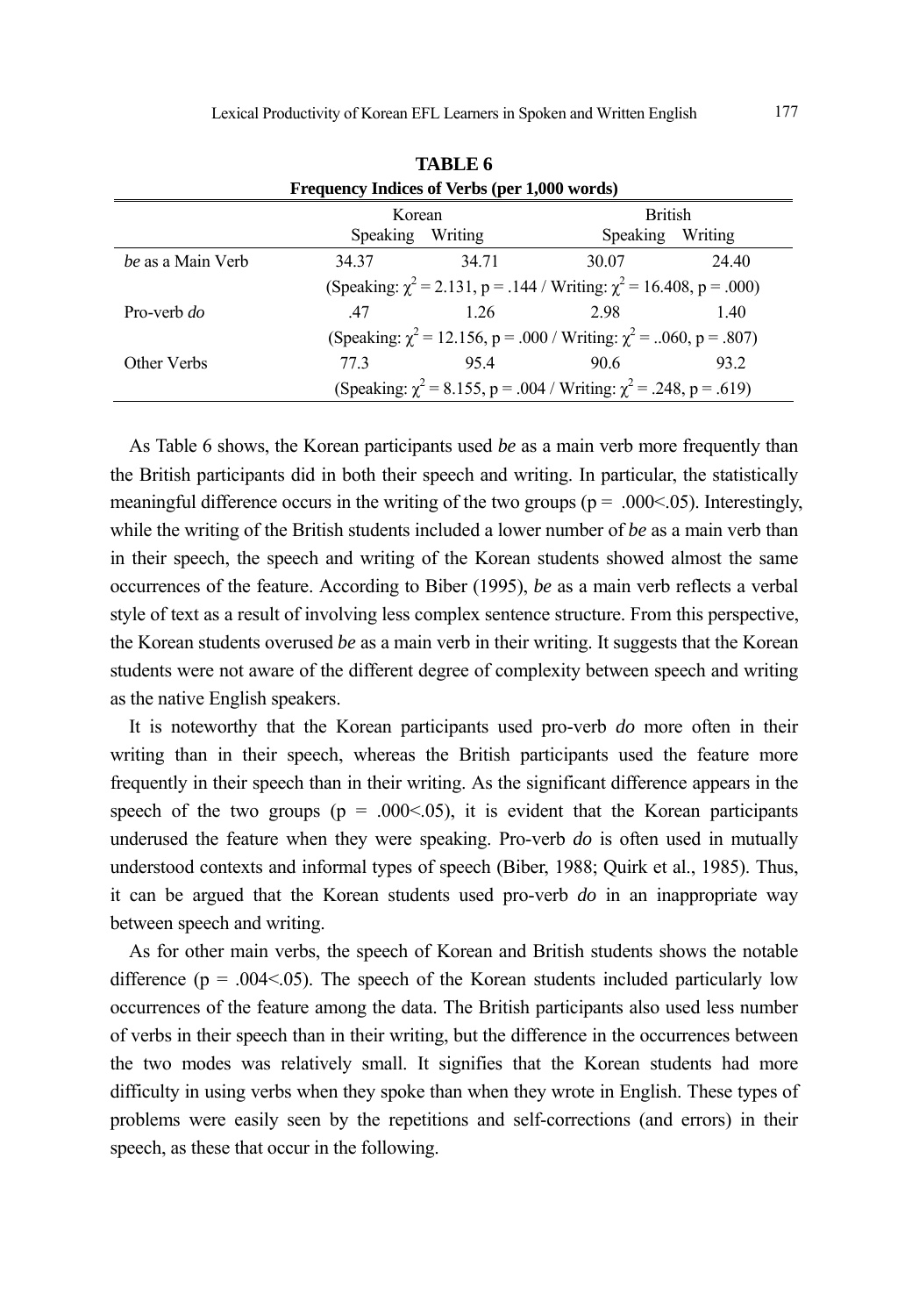**TABLE 6**
**Frequency Indices of Verbs (per 1,000 words)**

| | Korean | | British | |
|---|---|---|---|---|
| | Speaking | Writing | Speaking | Writing |
| *be* as a Main Verb | 34.37 | 34.71 | 30.07 | 24.40 |
| | (Speaking: $\chi^2$ = 2.131, p = .144 / Writing: $\chi^2$ = 16.408, p = .000) | | | |
| Pro-verb *do* | .47 | 1.26 | 2.98 | 1.40 |
| | (Speaking: $\chi^2$ = 12.156, p = .000 / Writing: $\chi^2$ = ..060, p = .807) | | | |
| Other Verbs | 77.3 | 95.4 | 90.6 | 93.2 |
| | (Speaking: $\chi^2$ = 8.155, p = .004 / Writing: $\chi^2$ = .248, p = .619) | | | |

As Table 6 shows, the Korean participants used *be* as a main verb more frequently than the British participants did in both their speech and writing. In particular, the statistically meaningful difference occurs in the writing of the two groups (p = .000<.05). Interestingly, while the writing of the British students included a lower number of *be* as a main verb than in their speech, the speech and writing of the Korean students showed almost the same occurrences of the feature. According to Biber (1995), *be* as a main verb reflects a verbal style of text as a result of involving less complex sentence structure. From this perspective, the Korean students overused *be* as a main verb in their writing. It suggests that the Korean students were not aware of the different degree of complexity between speech and writing as the native English speakers.

It is noteworthy that the Korean participants used pro-verb *do* more often in their writing than in their speech, whereas the British participants used the feature more frequently in their speech than in their writing. As the significant difference appears in the speech of the two groups (p = .000<.05), it is evident that the Korean participants underused the feature when they were speaking. Pro-verb *do* is often used in mutually understood contexts and informal types of speech (Biber, 1988; Quirk et al., 1985). Thus, it can be argued that the Korean students used pro-verb *do* in an inappropriate way between speech and writing.

As for other main verbs, the speech of Korean and British students shows the notable difference (p = .004<.05). The speech of the Korean students included particularly low occurrences of the feature among the data. The British participants also used less number of verbs in their speech than in their writing, but the difference in the occurrences between the two modes was relatively small. It signifies that the Korean students had more difficulty in using verbs when they spoke than when they wrote in English. These types of problems were easily seen by the repetitions and self-corrections (and errors) in their speech, as these that occur in the following.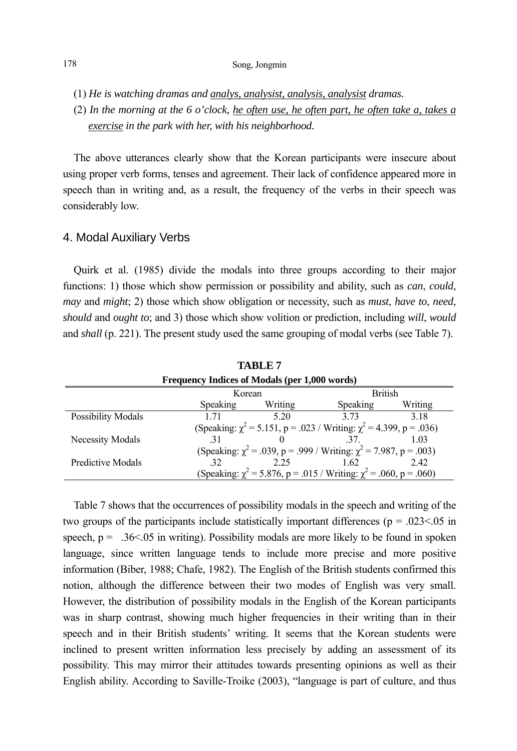(1) *He is watching dramas and* <u>analys, analysist, analysis, analysist</u> *dramas.*

(2) *In the morning at the 6 o'clock,* <u>he often use, he often part, he often take a, takes a exercise</u> *in the park with her, with his neighborhood.*

The above utterances clearly show that the Korean participants were insecure about using proper verb forms, tenses and agreement. Their lack of confidence appeared more in speech than in writing and, as a result, the frequency of the verbs in their speech was considerably low.

## 4. Modal Auxiliary Verbs

Quirk et al. (1985) divide the modals into three groups according to their major functions: 1) those which show permission or possibility and ability, such as *can*, *could*, *may* and *might*; 2) those which show obligation or necessity, such as *must*, *have to*, *need*, *should* and *ought to*; and 3) those which show volition or prediction, including *will*, *would* and *shall* (p. 221). The present study used the same grouping of modal verbs (see Table 7).

**TABLE 7**
**Frequency Indices of Modals (per 1,000 words)**

| | Korean | | British | |
|---|---|---|---|---|
| | Speaking | Writing | Speaking | Writing |
| Possibility Modals | 1.71 | 5.20 | 3.73 | 3.18 |
| | (Speaking: $\chi^2$ = 5.151, p = .023 / Writing: $\chi^2$ = 4.399, p = .036) | | | |
| Necessity Modals | .31 | 0 | .37. | 1.03 |
| | (Speaking: $\chi^2$ = .039, p = .999 / Writing: $\chi^2$ = 7.987, p = .003) | | | |
| Predictive Modals | .32 | 2.25 | 1.62 | 2.42 |
| | (Speaking: $\chi^2$ = 5.876, p = .015 / Writing: $\chi^2$ = .060, p = .060) | | | |

Table 7 shows that the occurrences of possibility modals in the speech and writing of the two groups of the participants include statistically important differences (p = .023<.05 in speech, p =  .36<.05 in writing). Possibility modals are more likely to be found in spoken language, since written language tends to include more precise and more positive information (Biber, 1988; Chafe, 1982). The English of the British students confirmed this notion, although the difference between their two modes of English was very small. However, the distribution of possibility modals in the English of the Korean participants was in sharp contrast, showing much higher frequencies in their writing than in their speech and in their British students' writing. It seems that the Korean students were inclined to present written information less precisely by adding an assessment of its possibility. This may mirror their attitudes towards presenting opinions as well as their English ability. According to Saville-Troike (2003), "language is part of culture, and thus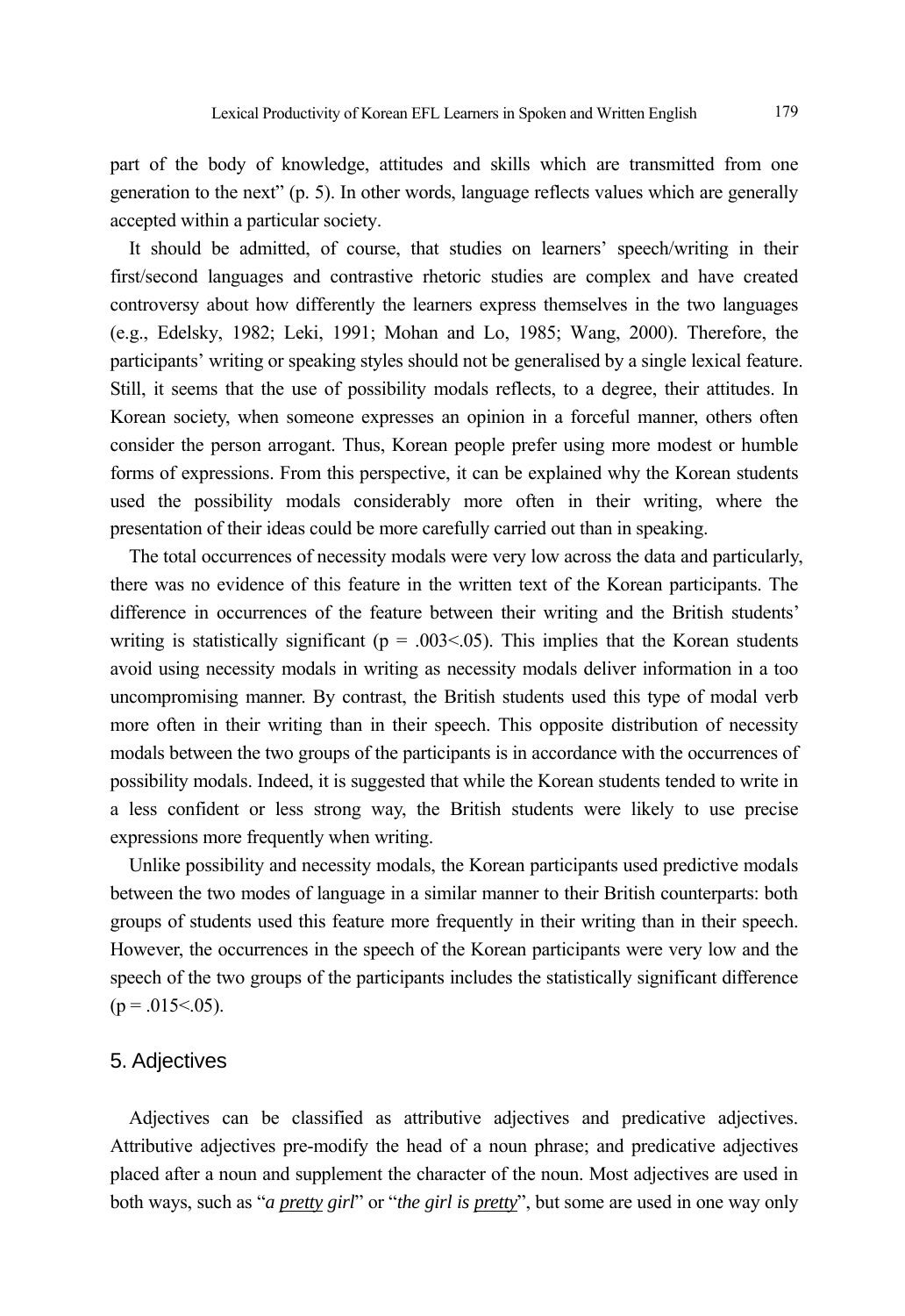part of the body of knowledge, attitudes and skills which are transmitted from one generation to the next" (p. 5). In other words, language reflects values which are generally accepted within a particular society.

It should be admitted, of course, that studies on learners' speech/writing in their first/second languages and contrastive rhetoric studies are complex and have created controversy about how differently the learners express themselves in the two languages (e.g., Edelsky, 1982; Leki, 1991; Mohan and Lo, 1985; Wang, 2000). Therefore, the participants' writing or speaking styles should not be generalised by a single lexical feature. Still, it seems that the use of possibility modals reflects, to a degree, their attitudes. In Korean society, when someone expresses an opinion in a forceful manner, others often consider the person arrogant. Thus, Korean people prefer using more modest or humble forms of expressions. From this perspective, it can be explained why the Korean students used the possibility modals considerably more often in their writing, where the presentation of their ideas could be more carefully carried out than in speaking.

The total occurrences of necessity modals were very low across the data and particularly, there was no evidence of this feature in the written text of the Korean participants. The difference in occurrences of the feature between their writing and the British students' writing is statistically significant ($p = .003 < .05$). This implies that the Korean students avoid using necessity modals in writing as necessity modals deliver information in a too uncompromising manner. By contrast, the British students used this type of modal verb more often in their writing than in their speech. This opposite distribution of necessity modals between the two groups of the participants is in accordance with the occurrences of possibility modals. Indeed, it is suggested that while the Korean students tended to write in a less confident or less strong way, the British students were likely to use precise expressions more frequently when writing.

Unlike possibility and necessity modals, the Korean participants used predictive modals between the two modes of language in a similar manner to their British counterparts: both groups of students used this feature more frequently in their writing than in their speech. However, the occurrences in the speech of the Korean participants were very low and the speech of the two groups of the participants includes the statistically significant difference ($p = .015 < .05$).

## 5. Adjectives

Adjectives can be classified as attributive adjectives and predicative adjectives. Attributive adjectives pre-modify the head of a noun phrase; and predicative adjectives placed after a noun and supplement the character of the noun. Most adjectives are used in both ways, such as "*a <u>pretty</u> girl*" or "*the girl is <u>pretty</u>*", but some are used in one way only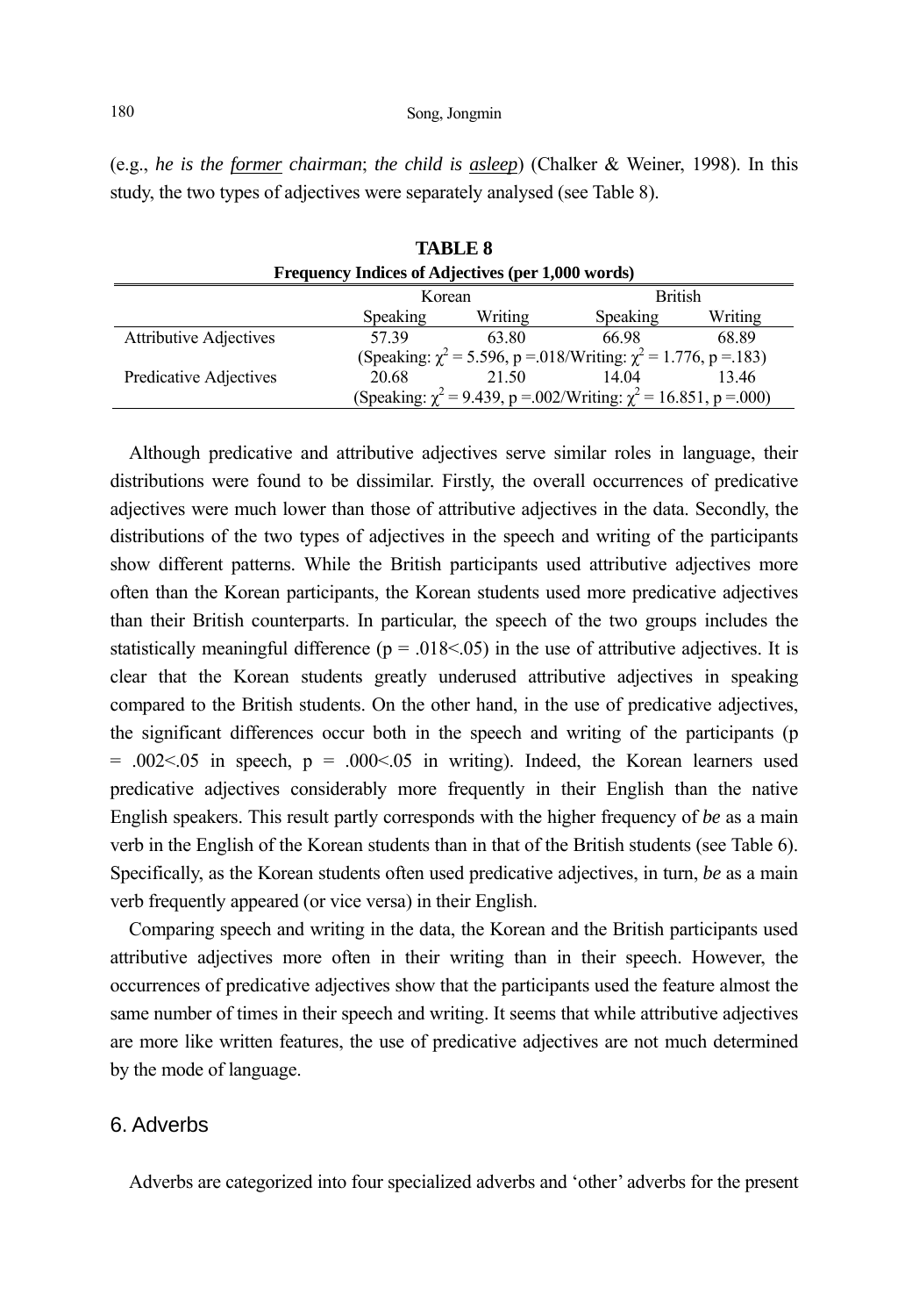(e.g., *he is the* *__former__* *chairman*; *the child is* *__asleep__*) (Chalker & Weiner, 1998). In this study, the two types of adjectives were separately analysed (see Table 8).

**TABLE 8**
**Frequency Indices of Adjectives (per 1,000 words)**

| | Korean | | British | |
|---|---|---|---|---|
| | Speaking | Writing | Speaking | Writing |
| Attributive Adjectives | 57.39 | 63.80 | 66.98 | 68.89 |
| | (Speaking: $\chi^2$ = 5.596, p =.018/Writing: $\chi^2$ = 1.776, p =.183) | | | |
| Predicative Adjectives | 20.68 | 21.50 | 14.04 | 13.46 |
| | (Speaking: $\chi^2$ = 9.439, p =.002/Writing: $\chi^2$ = 16.851, p =.000) | | | |

Although predicative and attributive adjectives serve similar roles in language, their distributions were found to be dissimilar. Firstly, the overall occurrences of predicative adjectives were much lower than those of attributive adjectives in the data. Secondly, the distributions of the two types of adjectives in the speech and writing of the participants show different patterns. While the British participants used attributive adjectives more often than the Korean participants, the Korean students used more predicative adjectives than their British counterparts. In particular, the speech of the two groups includes the statistically meaningful difference ($p = .018 < .05$) in the use of attributive adjectives. It is clear that the Korean students greatly underused attributive adjectives in speaking compared to the British students. On the other hand, in the use of predicative adjectives, the significant differences occur both in the speech and writing of the participants ($p = .002 < .05$ in speech, $p = .000 < .05$ in writing). Indeed, the Korean learners used predicative adjectives considerably more frequently in their English than the native English speakers. This result partly corresponds with the higher frequency of *be* as a main verb in the English of the Korean students than in that of the British students (see Table 6). Specifically, as the Korean students often used predicative adjectives, in turn, *be* as a main verb frequently appeared (or vice versa) in their English.

Comparing speech and writing in the data, the Korean and the British participants used attributive adjectives more often in their writing than in their speech. However, the occurrences of predicative adjectives show that the participants used the feature almost the same number of times in their speech and writing. It seems that while attributive adjectives are more like written features, the use of predicative adjectives are not much determined by the mode of language.

## 6. Adverbs

Adverbs are categorized into four specialized adverbs and 'other' adverbs for the present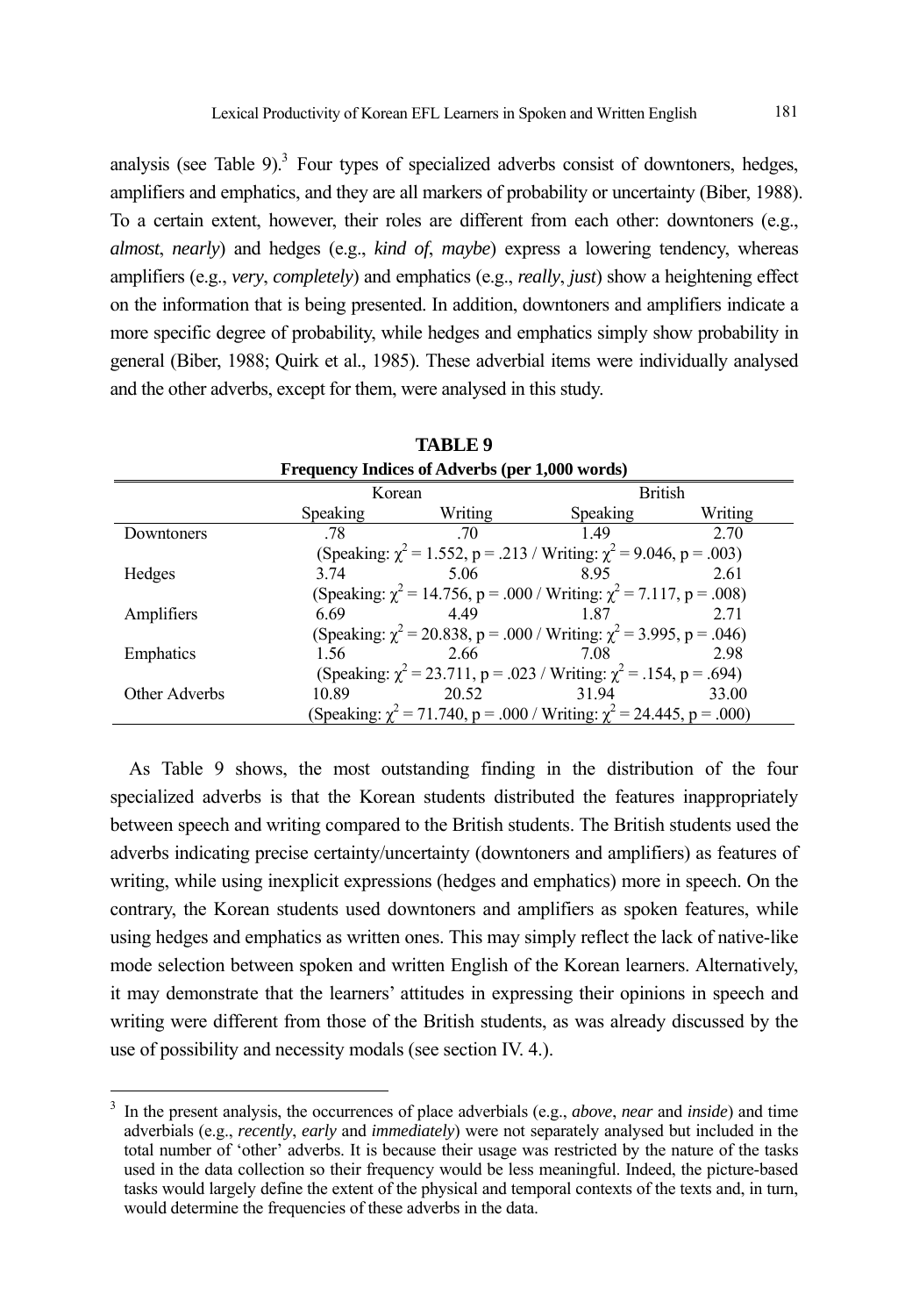analysis (see Table 9).[3] Four types of specialized adverbs consist of downtoners, hedges, amplifiers and emphatics, and they are all markers of probability or uncertainty (Biber, 1988). To a certain extent, however, their roles are different from each other: downtoners (e.g., *almost*, *nearly*) and hedges (e.g., *kind of*, *maybe*) express a lowering tendency, whereas amplifiers (e.g., *very*, *completely*) and emphatics (e.g., *really*, *just*) show a heightening effect on the information that is being presented. In addition, downtoners and amplifiers indicate a more specific degree of probability, while hedges and emphatics simply show probability in general (Biber, 1988; Quirk et al., 1985). These adverbial items were individually analysed and the other adverbs, except for them, were analysed in this study.

**TABLE 9**
**Frequency Indices of Adverbs (per 1,000 words)**

| | Korean | | British | |
|---|---|---|---|---|
| | Speaking | Writing | Speaking | Writing |
| Downtoners | .78 | .70 | 1.49 | 2.70 |
| | (Speaking: $\chi^2$ = 1.552, p = .213 / Writing: $\chi^2$ = 9.046, p = .003) | | | |
| Hedges | 3.74 | 5.06 | 8.95 | 2.61 |
| | (Speaking: $\chi^2$ = 14.756, p = .000 / Writing: $\chi^2$ = 7.117, p = .008) | | | |
| Amplifiers | 6.69 | 4.49 | 1.87 | 2.71 |
| | (Speaking: $\chi^2$ = 20.838, p = .000 / Writing: $\chi^2$ = 3.995, p = .046) | | | |
| Emphatics | 1.56 | 2.66 | 7.08 | 2.98 |
| | (Speaking: $\chi^2$ = 23.711, p = .023 / Writing: $\chi^2$ = .154, p = .694) | | | |
| Other Adverbs | 10.89 | 20.52 | 31.94 | 33.00 |
| | (Speaking: $\chi^2$ = 71.740, p = .000 / Writing: $\chi^2$ = 24.445, p = .000) | | | |

As Table 9 shows, the most outstanding finding in the distribution of the four specialized adverbs is that the Korean students distributed the features inappropriately between speech and writing compared to the British students. The British students used the adverbs indicating precise certainty/uncertainty (downtoners and amplifiers) as features of writing, while using inexplicit expressions (hedges and emphatics) more in speech. On the contrary, the Korean students used downtoners and amplifiers as spoken features, while using hedges and emphatics as written ones. This may simply reflect the lack of native-like mode selection between spoken and written English of the Korean learners. Alternatively, it may demonstrate that the learners' attitudes in expressing their opinions in speech and writing were different from those of the British students, as was already discussed by the use of possibility and necessity modals (see section IV. 4.).

[3] In the present analysis, the occurrences of place adverbials (e.g., *above*, *near* and *inside*) and time adverbials (e.g., *recently*, *early* and *immediately*) were not separately analysed but included in the total number of 'other' adverbs. It is because their usage was restricted by the nature of the tasks used in the data collection so their frequency would be less meaningful. Indeed, the picture-based tasks would largely define the extent of the physical and temporal contexts of the texts and, in turn, would determine the frequencies of these adverbs in the data.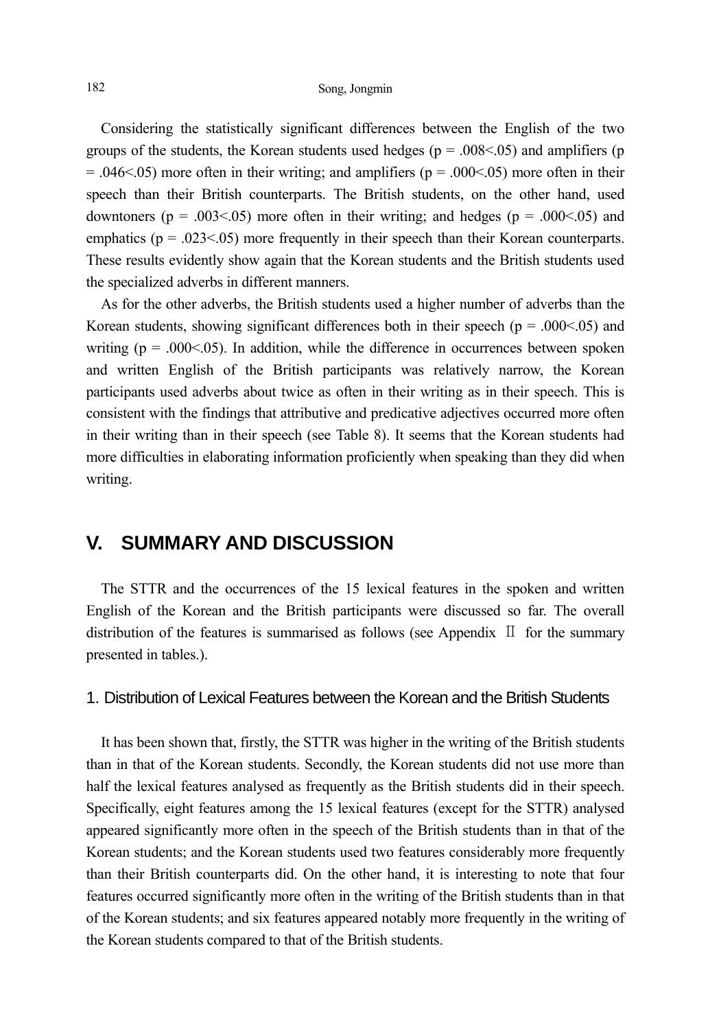Considering the statistically significant differences between the English of the two groups of the students, the Korean students used hedges ($p = .008 < .05$) and amplifiers ($p = .046 < .05$) more often in their writing; and amplifiers ($p = .000 < .05$) more often in their speech than their British counterparts. The British students, on the other hand, used downtoners ($p = .003 < .05$) more often in their writing; and hedges ($p = .000 < .05$) and emphatics ($p = .023 < .05$) more frequently in their speech than their Korean counterparts. These results evidently show again that the Korean students and the British students used the specialized adverbs in different manners.

As for the other adverbs, the British students used a higher number of adverbs than the Korean students, showing significant differences both in their speech ($p = .000 < .05$) and writing ($p = .000 < .05$). In addition, while the difference in occurrences between spoken and written English of the British participants was relatively narrow, the Korean participants used adverbs about twice as often in their writing as in their speech. This is consistent with the findings that attributive and predicative adjectives occurred more often in their writing than in their speech (see Table 8). It seems that the Korean students had more difficulties in elaborating information proficiently when speaking than they did when writing.

## V. SUMMARY AND DISCUSSION

The STTR and the occurrences of the 15 lexical features in the spoken and written English of the Korean and the British participants were discussed so far. The overall distribution of the features is summarised as follows (see Appendix Ⅱ for the summary presented in tables.).

### 1. Distribution of Lexical Features between the Korean and the British Students

It has been shown that, firstly, the STTR was higher in the writing of the British students than in that of the Korean students. Secondly, the Korean students did not use more than half the lexical features analysed as frequently as the British students did in their speech. Specifically, eight features among the 15 lexical features (except for the STTR) analysed appeared significantly more often in the speech of the British students than in that of the Korean students; and the Korean students used two features considerably more frequently than their British counterparts did. On the other hand, it is interesting to note that four features occurred significantly more often in the writing of the British students than in that of the Korean students; and six features appeared notably more frequently in the writing of the Korean students compared to that of the British students.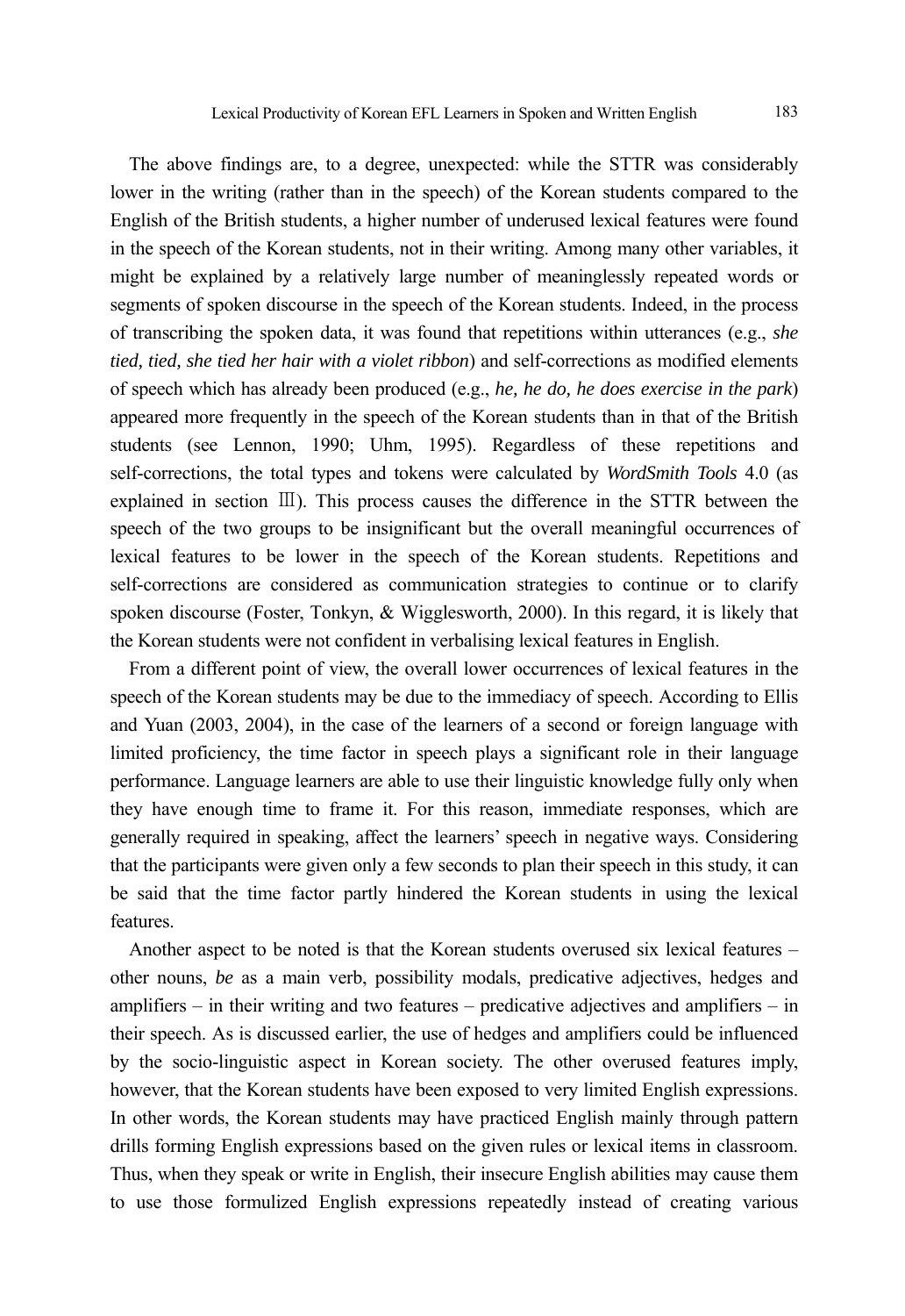The above findings are, to a degree, unexpected: while the STTR was considerably lower in the writing (rather than in the speech) of the Korean students compared to the English of the British students, a higher number of underused lexical features were found in the speech of the Korean students, not in their writing. Among many other variables, it might be explained by a relatively large number of meaninglessly repeated words or segments of spoken discourse in the speech of the Korean students. Indeed, in the process of transcribing the spoken data, it was found that repetitions within utterances (e.g., *she tied, tied, she tied her hair with a violet ribbon*) and self-corrections as modified elements of speech which has already been produced (e.g., *he, he do, he does exercise in the park*) appeared more frequently in the speech of the Korean students than in that of the British students (see Lennon, 1990; Uhm, 1995). Regardless of these repetitions and self-corrections, the total types and tokens were calculated by *WordSmith Tools* 4.0 (as explained in section Ⅲ). This process causes the difference in the STTR between the speech of the two groups to be insignificant but the overall meaningful occurrences of lexical features to be lower in the speech of the Korean students. Repetitions and self-corrections are considered as communication strategies to continue or to clarify spoken discourse (Foster, Tonkyn, & Wigglesworth, 2000). In this regard, it is likely that the Korean students were not confident in verbalising lexical features in English.

From a different point of view, the overall lower occurrences of lexical features in the speech of the Korean students may be due to the immediacy of speech. According to Ellis and Yuan (2003, 2004), in the case of the learners of a second or foreign language with limited proficiency, the time factor in speech plays a significant role in their language performance. Language learners are able to use their linguistic knowledge fully only when they have enough time to frame it. For this reason, immediate responses, which are generally required in speaking, affect the learners' speech in negative ways. Considering that the participants were given only a few seconds to plan their speech in this study, it can be said that the time factor partly hindered the Korean students in using the lexical features.

Another aspect to be noted is that the Korean students overused six lexical features – other nouns, *be* as a main verb, possibility modals, predicative adjectives, hedges and amplifiers – in their writing and two features – predicative adjectives and amplifiers – in their speech. As is discussed earlier, the use of hedges and amplifiers could be influenced by the socio-linguistic aspect in Korean society. The other overused features imply, however, that the Korean students have been exposed to very limited English expressions. In other words, the Korean students may have practiced English mainly through pattern drills forming English expressions based on the given rules or lexical items in classroom. Thus, when they speak or write in English, their insecure English abilities may cause them to use those formulized English expressions repeatedly instead of creating various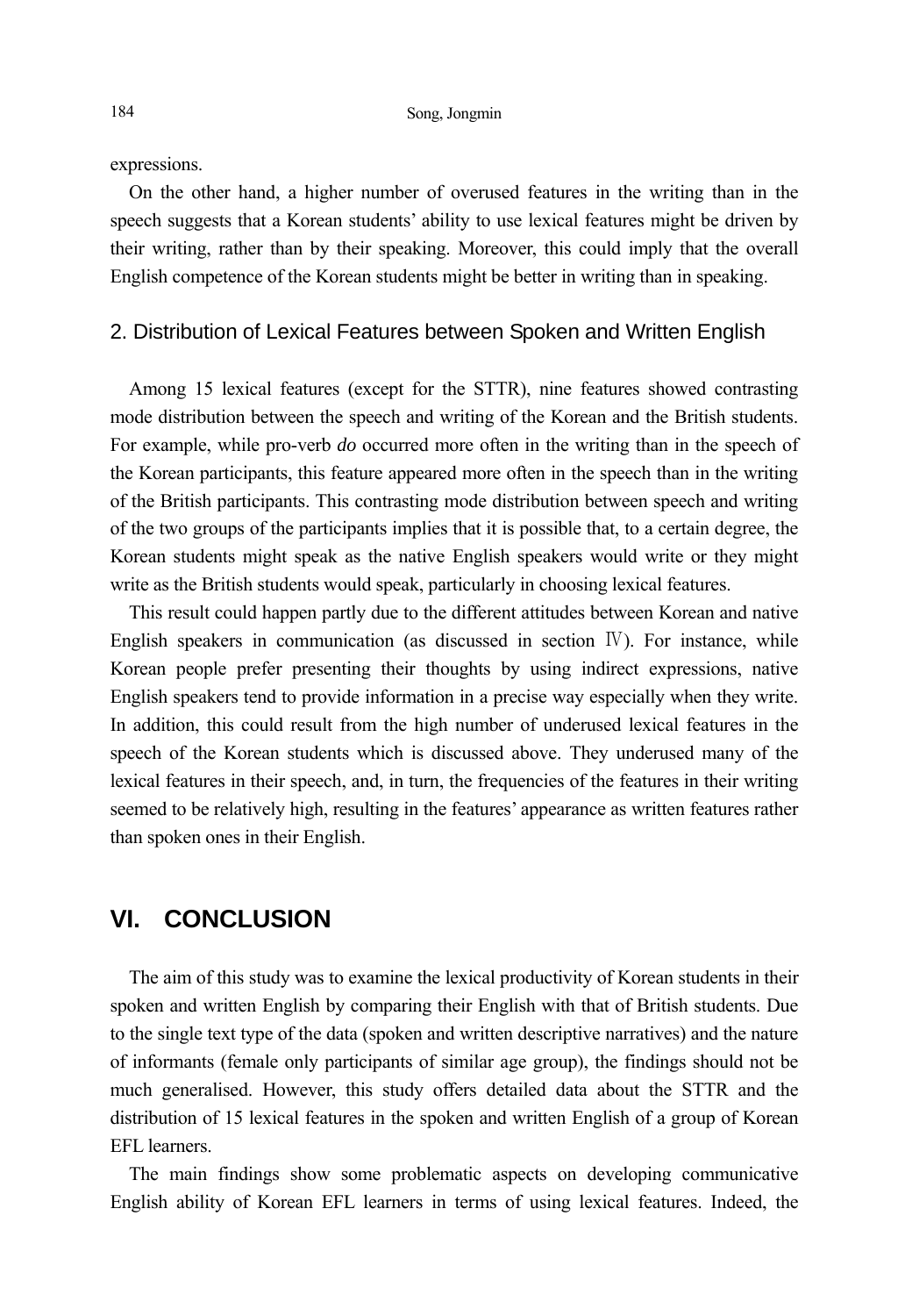expressions.

On the other hand, a higher number of overused features in the writing than in the speech suggests that a Korean students' ability to use lexical features might be driven by their writing, rather than by their speaking. Moreover, this could imply that the overall English competence of the Korean students might be better in writing than in speaking.

### 2. Distribution of Lexical Features between Spoken and Written English

Among 15 lexical features (except for the STTR), nine features showed contrasting mode distribution between the speech and writing of the Korean and the British students. For example, while pro-verb *do* occurred more often in the writing than in the speech of the Korean participants, this feature appeared more often in the speech than in the writing of the British participants. This contrasting mode distribution between speech and writing of the two groups of the participants implies that it is possible that, to a certain degree, the Korean students might speak as the native English speakers would write or they might write as the British students would speak, particularly in choosing lexical features.

This result could happen partly due to the different attitudes between Korean and native English speakers in communication (as discussed in section Ⅳ). For instance, while Korean people prefer presenting their thoughts by using indirect expressions, native English speakers tend to provide information in a precise way especially when they write. In addition, this could result from the high number of underused lexical features in the speech of the Korean students which is discussed above. They underused many of the lexical features in their speech, and, in turn, the frequencies of the features in their writing seemed to be relatively high, resulting in the features' appearance as written features rather than spoken ones in their English.

## VI. CONCLUSION

The aim of this study was to examine the lexical productivity of Korean students in their spoken and written English by comparing their English with that of British students. Due to the single text type of the data (spoken and written descriptive narratives) and the nature of informants (female only participants of similar age group), the findings should not be much generalised. However, this study offers detailed data about the STTR and the distribution of 15 lexical features in the spoken and written English of a group of Korean EFL learners.

The main findings show some problematic aspects on developing communicative English ability of Korean EFL learners in terms of using lexical features. Indeed, the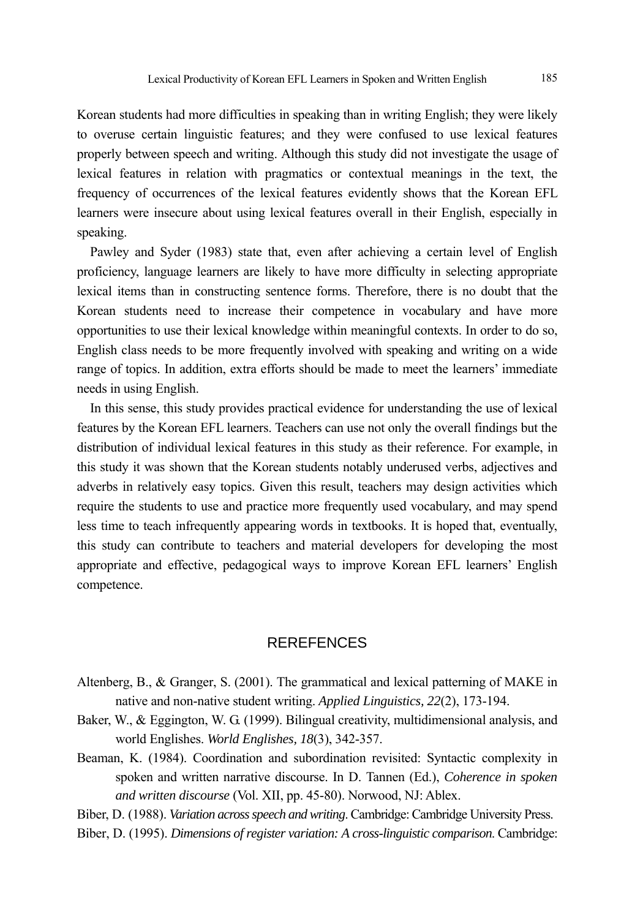Korean students had more difficulties in speaking than in writing English; they were likely to overuse certain linguistic features; and they were confused to use lexical features properly between speech and writing. Although this study did not investigate the usage of lexical features in relation with pragmatics or contextual meanings in the text, the frequency of occurrences of the lexical features evidently shows that the Korean EFL learners were insecure about using lexical features overall in their English, especially in speaking.

Pawley and Syder (1983) state that, even after achieving a certain level of English proficiency, language learners are likely to have more difficulty in selecting appropriate lexical items than in constructing sentence forms. Therefore, there is no doubt that the Korean students need to increase their competence in vocabulary and have more opportunities to use their lexical knowledge within meaningful contexts. In order to do so, English class needs to be more frequently involved with speaking and writing on a wide range of topics. In addition, extra efforts should be made to meet the learners' immediate needs in using English.

In this sense, this study provides practical evidence for understanding the use of lexical features by the Korean EFL learners. Teachers can use not only the overall findings but the distribution of individual lexical features in this study as their reference. For example, in this study it was shown that the Korean students notably underused verbs, adjectives and adverbs in relatively easy topics. Given this result, teachers may design activities which require the students to use and practice more frequently used vocabulary, and may spend less time to teach infrequently appearing words in textbooks. It is hoped that, eventually, this study can contribute to teachers and material developers for developing the most appropriate and effective, pedagogical ways to improve Korean EFL learners' English competence.

## REREFENCES

Altenberg, B., & Granger, S. (2001). The grammatical and lexical patterning of MAKE in native and non-native student writing. *Applied Linguistics, 22*(2), 173-194.

Baker, W., & Eggington, W. G. (1999). Bilingual creativity, multidimensional analysis, and world Englishes. *World Englishes, 18*(3), 342-357.

Beaman, K. (1984). Coordination and subordination revisited: Syntactic complexity in spoken and written narrative discourse. In D. Tannen (Ed.), *Coherence in spoken and written discourse* (Vol. XII, pp. 45-80). Norwood, NJ: Ablex.

Biber, D. (1988). *Variation across speech and writing*. Cambridge: Cambridge University Press.

Biber, D. (1995). *Dimensions of register variation: A cross-linguistic comparison*. Cambridge: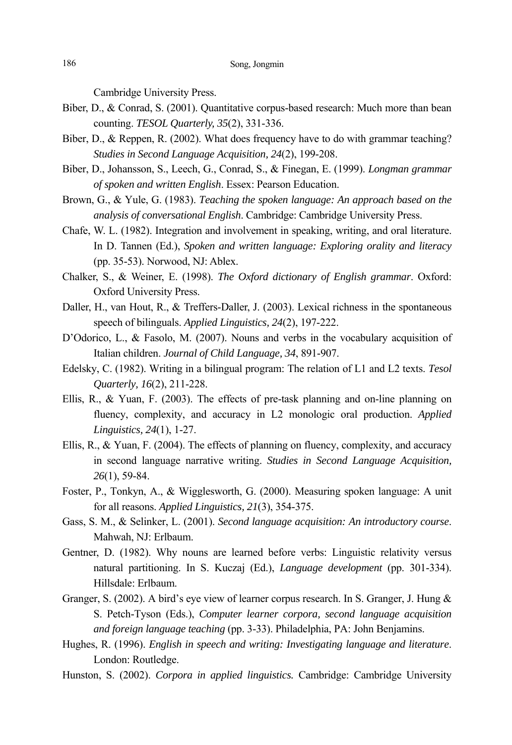Cambridge University Press.

Biber, D., & Conrad, S. (2001). Quantitative corpus-based research: Much more than bean counting. *TESOL Quarterly, 35*(2), 331-336.

Biber, D., & Reppen, R. (2002). What does frequency have to do with grammar teaching? *Studies in Second Language Acquisition, 24*(2), 199-208.

Biber, D., Johansson, S., Leech, G., Conrad, S., & Finegan, E. (1999). *Longman grammar of spoken and written English*. Essex: Pearson Education.

Brown, G., & Yule, G. (1983). *Teaching the spoken language: An approach based on the analysis of conversational English*. Cambridge: Cambridge University Press.

Chafe, W. L. (1982). Integration and involvement in speaking, writing, and oral literature. In D. Tannen (Ed.), *Spoken and written language: Exploring orality and literacy* (pp. 35-53). Norwood, NJ: Ablex.

Chalker, S., & Weiner, E. (1998). *The Oxford dictionary of English grammar*. Oxford: Oxford University Press.

Daller, H., van Hout, R., & Treffers-Daller, J. (2003). Lexical richness in the spontaneous speech of bilinguals. *Applied Linguistics, 24*(2), 197-222.

D'Odorico, L., & Fasolo, M. (2007). Nouns and verbs in the vocabulary acquisition of Italian children. *Journal of Child Language, 34*, 891-907.

Edelsky, C. (1982). Writing in a bilingual program: The relation of L1 and L2 texts. *Tesol Quarterly, 16*(2), 211-228.

Ellis, R., & Yuan, F. (2003). The effects of pre-task planning and on-line planning on fluency, complexity, and accuracy in L2 monologic oral production. *Applied Linguistics, 24*(1), 1-27.

Ellis, R., & Yuan, F. (2004). The effects of planning on fluency, complexity, and accuracy in second language narrative writing. *Studies in Second Language Acquisition, 26*(1), 59-84.

Foster, P., Tonkyn, A., & Wigglesworth, G. (2000). Measuring spoken language: A unit for all reasons. *Applied Linguistics, 21*(3), 354-375.

Gass, S. M., & Selinker, L. (2001). *Second language acquisition: An introductory course*. Mahwah, NJ: Erlbaum.

Gentner, D. (1982). Why nouns are learned before verbs: Linguistic relativity versus natural partitioning. In S. Kuczaj (Ed.), *Language development* (pp. 301-334). Hillsdale: Erlbaum.

Granger, S. (2002). A bird's eye view of learner corpus research. In S. Granger, J. Hung & S. Petch-Tyson (Eds.), *Computer learner corpora, second language acquisition and foreign language teaching* (pp. 3-33). Philadelphia, PA: John Benjamins.

Hughes, R. (1996). *English in speech and writing: Investigating language and literature*. London: Routledge.

Hunston, S. (2002). *Corpora in applied linguistics.* Cambridge: Cambridge University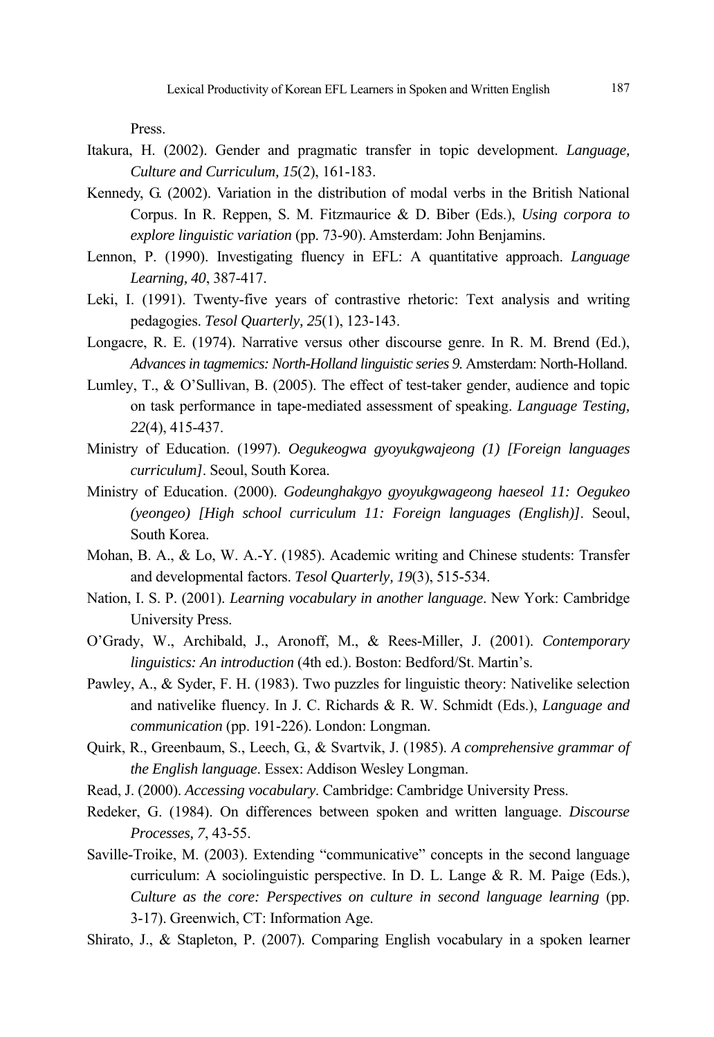Press.

Itakura, H. (2002). Gender and pragmatic transfer in topic development. *Language, Culture and Curriculum, 15*(2), 161-183.

Kennedy, G. (2002). Variation in the distribution of modal verbs in the British National Corpus. In R. Reppen, S. M. Fitzmaurice & D. Biber (Eds.), *Using corpora to explore linguistic variation* (pp. 73-90). Amsterdam: John Benjamins.

Lennon, P. (1990). Investigating fluency in EFL: A quantitative approach. *Language Learning, 40*, 387-417.

Leki, I. (1991). Twenty-five years of contrastive rhetoric: Text analysis and writing pedagogies. *Tesol Quarterly, 25*(1), 123-143.

Longacre, R. E. (1974). Narrative versus other discourse genre. In R. M. Brend (Ed.), *Advances in tagmemics: North-Holland linguistic series 9*. Amsterdam: North-Holland.

Lumley, T., & O'Sullivan, B. (2005). The effect of test-taker gender, audience and topic on task performance in tape-mediated assessment of speaking. *Language Testing, 22*(4), 415-437.

Ministry of Education. (1997). *Oegukeogwa gyoyukgwajeong (1) [Foreign languages curriculum]*. Seoul, South Korea.

Ministry of Education. (2000). *Godeunghakgyo gyoyukgwageong haeseol 11: Oegukeo (yeongeo) [High school curriculum 11: Foreign languages (English)]*. Seoul, South Korea.

Mohan, B. A., & Lo, W. A.-Y. (1985). Academic writing and Chinese students: Transfer and developmental factors. *Tesol Quarterly, 19*(3), 515-534.

Nation, I. S. P. (2001). *Learning vocabulary in another language*. New York: Cambridge University Press.

O'Grady, W., Archibald, J., Aronoff, M., & Rees-Miller, J. (2001). *Contemporary linguistics: An introduction* (4th ed.). Boston: Bedford/St. Martin's.

Pawley, A., & Syder, F. H. (1983). Two puzzles for linguistic theory: Nativelike selection and nativelike fluency. In J. C. Richards & R. W. Schmidt (Eds.), *Language and communication* (pp. 191-226). London: Longman.

Quirk, R., Greenbaum, S., Leech, G., & Svartvik, J. (1985). *A comprehensive grammar of the English language*. Essex: Addison Wesley Longman.

Read, J. (2000). *Accessing vocabulary*. Cambridge: Cambridge University Press.

Redeker, G. (1984). On differences between spoken and written language. *Discourse Processes, 7*, 43-55.

Saville-Troike, M. (2003). Extending "communicative" concepts in the second language curriculum: A sociolinguistic perspective. In D. L. Lange & R. M. Paige (Eds.), *Culture as the core: Perspectives on culture in second language learning* (pp. 3-17). Greenwich, CT: Information Age.

Shirato, J., & Stapleton, P. (2007). Comparing English vocabulary in a spoken learner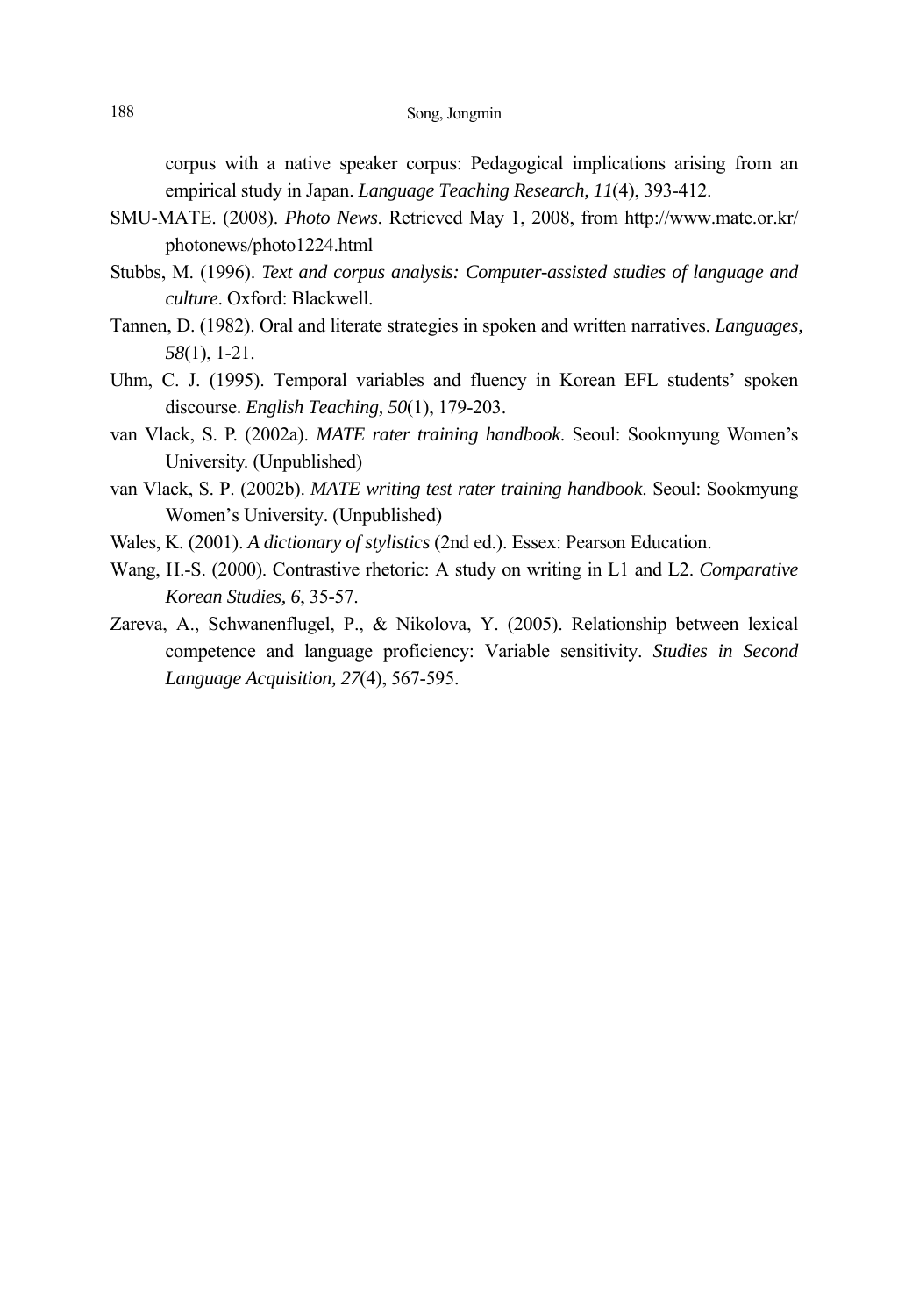corpus with a native speaker corpus: Pedagogical implications arising from an empirical study in Japan. *Language Teaching Research, 11*(4), 393-412.

SMU-MATE. (2008). *Photo News*. Retrieved May 1, 2008, from http://www.mate.or.kr/photonews/photo1224.html

Stubbs, M. (1996). *Text and corpus analysis: Computer-assisted studies of language and culture*. Oxford: Blackwell.

Tannen, D. (1982). Oral and literate strategies in spoken and written narratives. *Languages, 58*(1), 1-21.

Uhm, C. J. (1995). Temporal variables and fluency in Korean EFL students' spoken discourse. *English Teaching, 50*(1), 179-203.

van Vlack, S. P. (2002a). *MATE rater training handbook*. Seoul: Sookmyung Women's University. (Unpublished)

van Vlack, S. P. (2002b). *MATE writing test rater training handbook*. Seoul: Sookmyung Women's University. (Unpublished)

Wales, K. (2001). *A dictionary of stylistics* (2nd ed.). Essex: Pearson Education.

Wang, H.-S. (2000). Contrastive rhetoric: A study on writing in L1 and L2. *Comparative Korean Studies, 6*, 35-57.

Zareva, A., Schwanenflugel, P., & Nikolova, Y. (2005). Relationship between lexical competence and language proficiency: Variable sensitivity. *Studies in Second Language Acquisition, 27*(4), 567-595.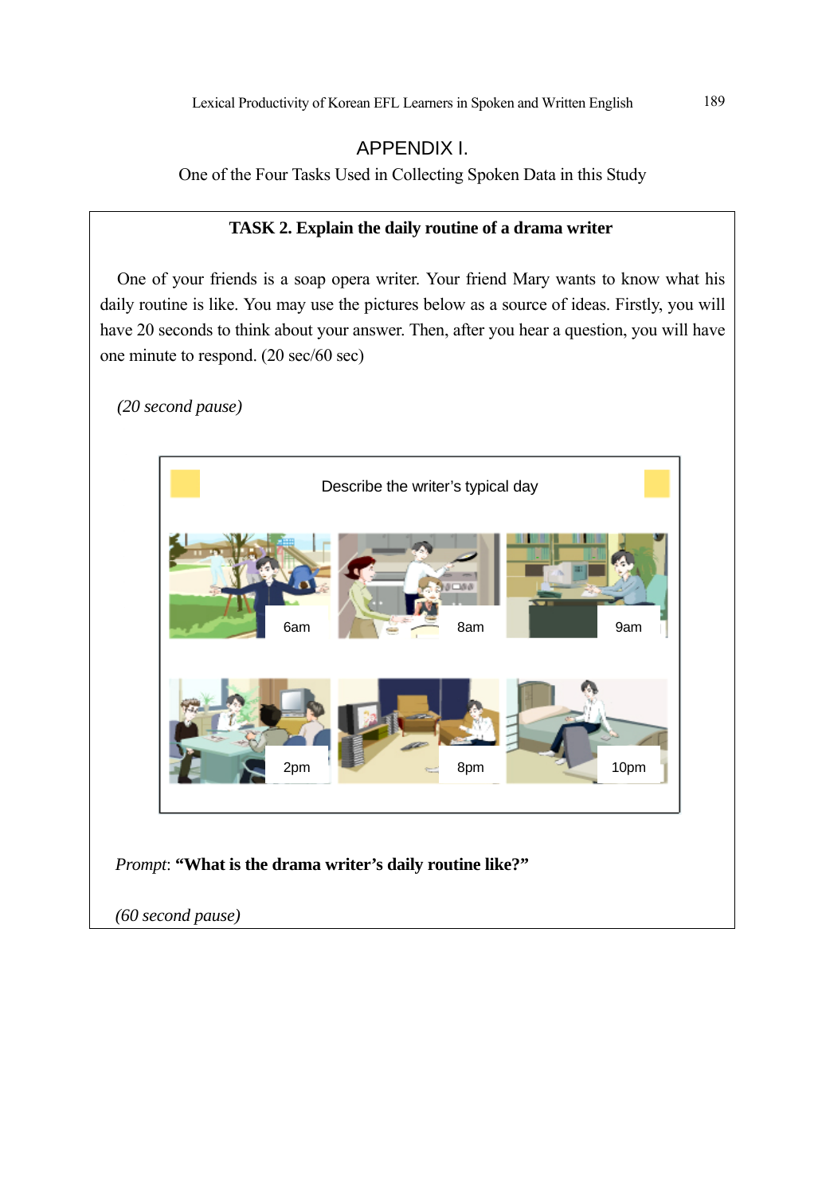# APPENDIX I.

One of the Four Tasks Used in Collecting Spoken Data in this Study

**TASK 2. Explain the daily routine of a drama writer**

One of your friends is a soap opera writer. Your friend Mary wants to know what his daily routine is like. You may use the pictures below as a source of ideas. Firstly, you will have 20 seconds to think about your answer. Then, after you hear a question, you will have one minute to respond. (20 sec/60 sec)

*(20 second pause)*

Describe the writer's typical day

6am 8am 9am

2pm 8pm 10pm

*Prompt*: **"What is the drama writer's daily routine like?"**

*(60 second pause)*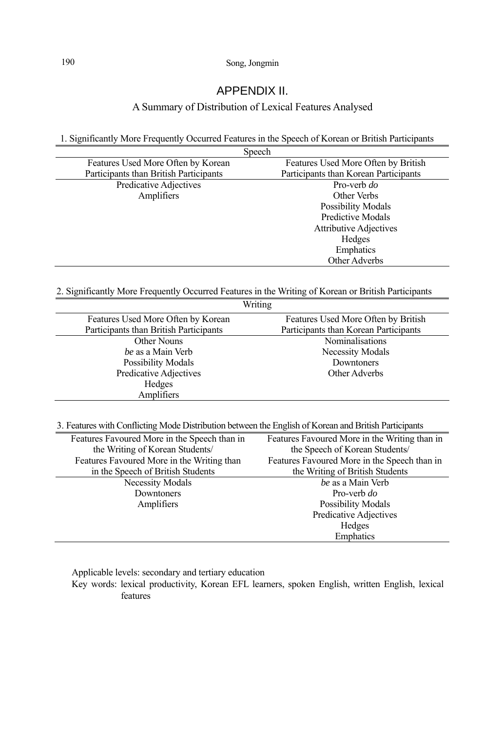## APPENDIX II.

### A Summary of Distribution of Lexical Features Analysed

1. Significantly More Frequently Occurred Features in the Speech of Korean or British Participants

| Speech | |
|---|---|
| Features Used More Often by Korean Participants than British Participants | Features Used More Often by British Participants than Korean Participants |
| Predicative Adjectives | Pro-verb *do* |
| Amplifiers | Other Verbs |
| | Possibility Modals |
| | Predictive Modals |
| | Attributive Adjectives |
| | Hedges |
| | Emphatics |
| | Other Adverbs |

2. Significantly More Frequently Occurred Features in the Writing of Korean or British Participants

| Writing | |
|---|---|
| Features Used More Often by Korean Participants than British Participants | Features Used More Often by British Participants than Korean Participants |
| Other Nouns | Nominalisations |
| *be* as a Main Verb | Necessity Modals |
| Possibility Modals | Downtoners |
| Predicative Adjectives | Other Adverbs |
| Hedges | |
| Amplifiers | |

3. Features with Conflicting Mode Distribution between the English of Korean and British Participants

| Features Favoured More in the Speech than in the Writing of Korean Students/ Features Favoured More in the Writing than in the Speech of British Students | Features Favoured More in the Writing than in the Speech of Korean Students/ Features Favoured More in the Speech than in the Writing of British Students |
|---|---|
| Necessity Modals | *be* as a Main Verb |
| Downtoners | Pro-verb *do* |
| Amplifiers | Possibility Modals |
| | Predicative Adjectives |
| | Hedges |
| | Emphatics |

Applicable levels: secondary and tertiary education

Key words: lexical productivity, Korean EFL learners, spoken English, written English, lexical features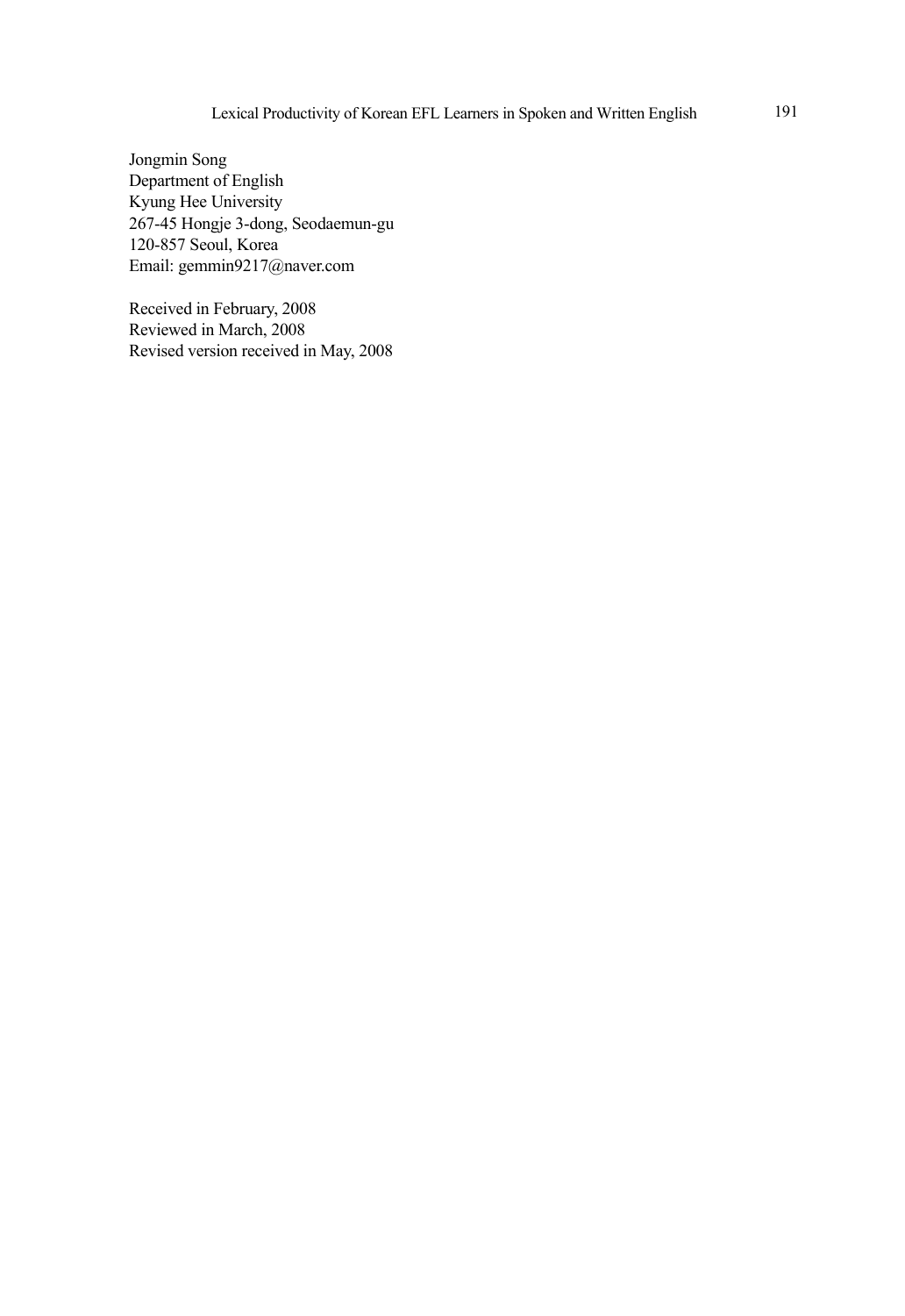Jongmin Song
Department of English
Kyung Hee University
267-45 Hongje 3-dong, Seodaemun-gu
120-857 Seoul, Korea
Email: gemmin9217@naver.com

Received in February, 2008
Reviewed in March, 2008
Revised version received in May, 2008